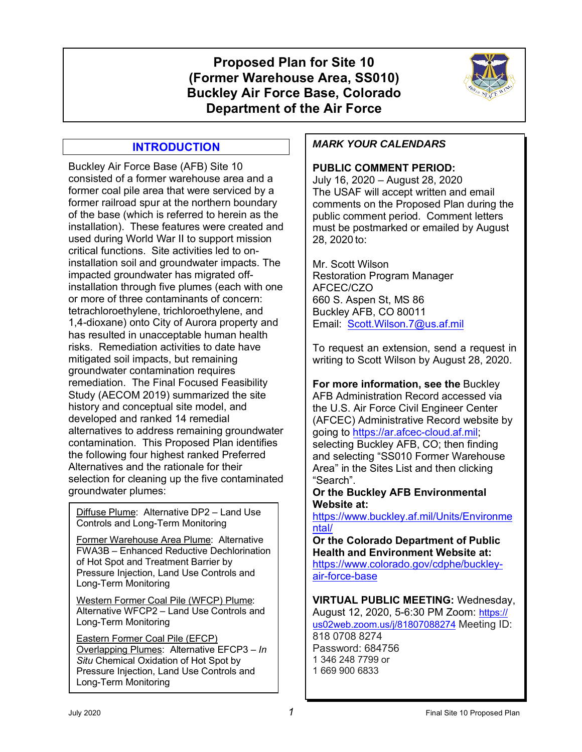# Proposed Plan for Site 10 (Former Warehouse Area, SS010) Buckley Air Force Base, Colorado Department of the Air Force

## INTRODUCTION

Buckley Air Force Base (AFB) Site 10 consisted of a former warehouse area and a former coal pile area that were serviced by a former railroad spur at the northern boundary of the base (which is referred to herein as the installation). These features were created and used during World War II to support mission critical functions. Site activities led to on-installation soil and groundwater impacts. The impacted groundwater has migrated off-installation through five plumes (each with one or more of three contaminants of concern: tetrachloroethylene, trichloroethylene, and 1,4-dioxane) onto City of Aurora property and has resulted in unacceptable human health risks. Remediation activities to date have mitigated soil impacts, but remaining groundwater contamination requires remediation. The Final Focused Feasibility Study (AECOM 2019) summarized the site history and conceptual site model, and developed and ranked 14 remedial alternatives to address remaining groundwater contamination. This Proposed Plan identifies the following four highest ranked Preferred Alternatives and the rationale for their selection for cleaning up the five contaminated groundwater plumes:

Diffuse Plume: Alternative DP2 – Land Use Controls and Long-Term Monitoring

Former Warehouse Area Plume: Alternative FWA3B – Enhanced Reductive Dechlorination of Hot Spot and Treatment Barrier by Pressure Injection, Land Use Controls and Long-Term Monitoring

Western Former Coal Pile (WFCP) Plume: Alternative WFCP2 – Land Use Controls and Long-Term Monitoring

Eastern Former Coal Pile (EFCP) Overlapping Plumes: Alternative EFCP3 – *In Situ* Chemical Oxidation of Hot Spot by Pressure Injection, Land Use Controls and Long-Term Monitoring

---

***MARK YOUR CALENDARS***

**PUBLIC COMMENT PERIOD:**
July 16, 2020 – August 28, 2020
The USAF will accept written and email comments on the Proposed Plan during the public comment period. Comment letters must be postmarked or emailed by August 28, 2020 to:

Mr. Scott Wilson
Restoration Program Manager
AFCEC/CZO
660 S. Aspen St, MS 86
Buckley AFB, CO 80011
Email: Scott.Wilson.7@us.af.mil

To request an extension, send a request in writing to Scott Wilson by August 28, 2020.

**For more information, see the** Buckley AFB Administration Record accessed via the U.S. Air Force Civil Engineer Center (AFCEC) Administrative Record website by going to https://ar.afcec-cloud.af.mil; selecting Buckley AFB, CO; then finding and selecting "SS010 Former Warehouse Area" in the Sites List and then clicking "Search".

**Or the Buckley AFB Environmental Website at:**
https://www.buckley.af.mil/Units/Environmental/

**Or the Colorado Department of Public Health and Environment Website at:**
https://www.colorado.gov/cdphe/buckley-air-force-base

**VIRTUAL PUBLIC MEETING:** Wednesday, August 12, 2020, 5-6:30 PM Zoom: https://us02web.zoom.us/j/81807088274 Meeting ID: 818 0708 8274
Password: 684756
1 346 248 7799 or
1 669 900 6833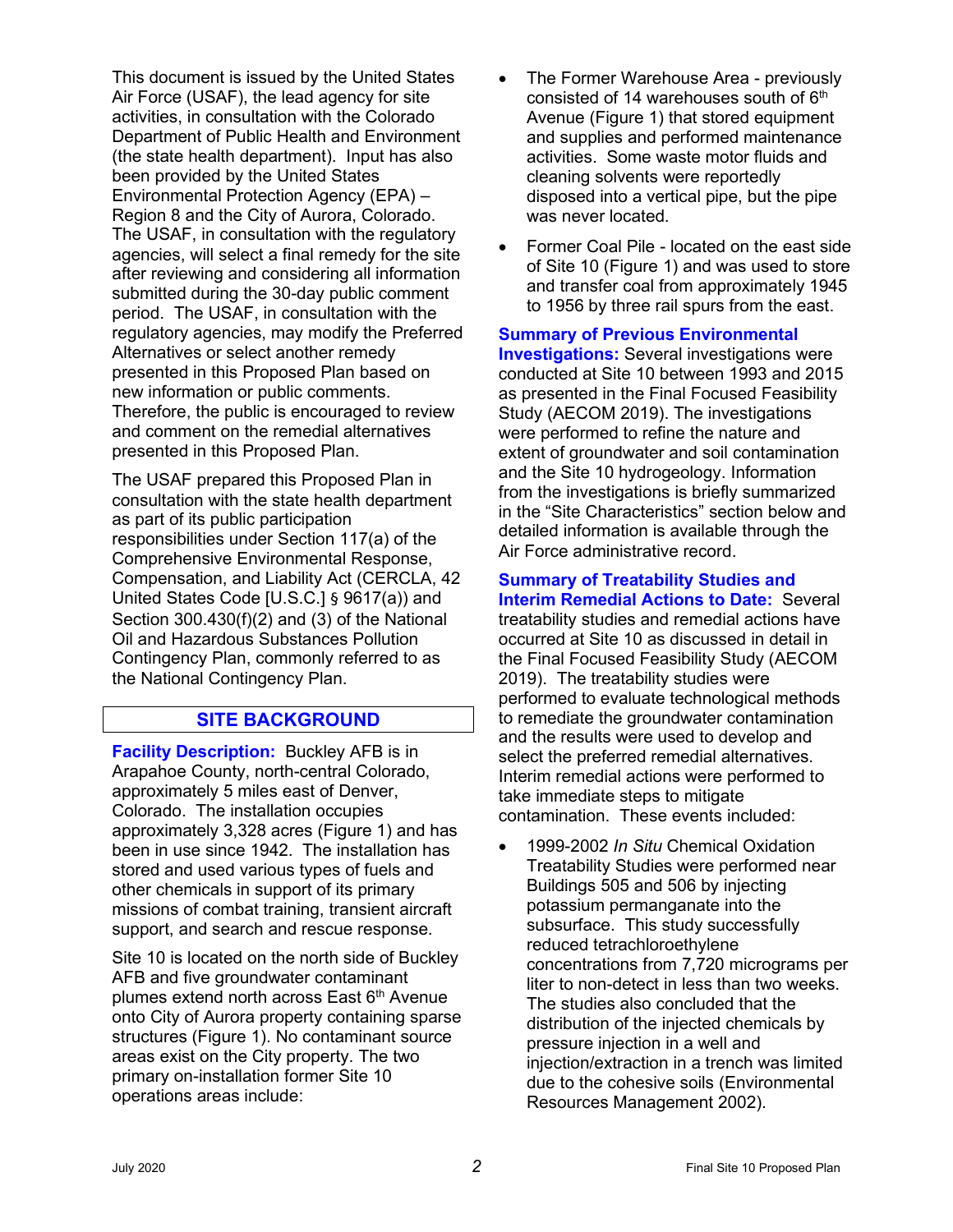This document is issued by the United States Air Force (USAF), the lead agency for site activities, in consultation with the Colorado Department of Public Health and Environment (the state health department). Input has also been provided by the United States Environmental Protection Agency (EPA) – Region 8 and the City of Aurora, Colorado. The USAF, in consultation with the regulatory agencies, will select a final remedy for the site after reviewing and considering all information submitted during the 30-day public comment period. The USAF, in consultation with the regulatory agencies, may modify the Preferred Alternatives or select another remedy presented in this Proposed Plan based on new information or public comments. Therefore, the public is encouraged to review and comment on the remedial alternatives presented in this Proposed Plan.

The USAF prepared this Proposed Plan in consultation with the state health department as part of its public participation responsibilities under Section 117(a) of the Comprehensive Environmental Response, Compensation, and Liability Act (CERCLA, 42 United States Code [U.S.C.] § 9617(a)) and Section 300.430(f)(2) and (3) of the National Oil and Hazardous Substances Pollution Contingency Plan, commonly referred to as the National Contingency Plan.

## SITE BACKGROUND

**Facility Description:** Buckley AFB is in Arapahoe County, north-central Colorado, approximately 5 miles east of Denver, Colorado. The installation occupies approximately 3,328 acres (Figure 1) and has been in use since 1942. The installation has stored and used various types of fuels and other chemicals in support of its primary missions of combat training, transient aircraft support, and search and rescue response.

Site 10 is located on the north side of Buckley AFB and five groundwater contaminant plumes extend north across East 6th Avenue onto City of Aurora property containing sparse structures (Figure 1). No contaminant source areas exist on the City property. The two primary on-installation former Site 10 operations areas include:

- The Former Warehouse Area - previously consisted of 14 warehouses south of 6th Avenue (Figure 1) that stored equipment and supplies and performed maintenance activities. Some waste motor fluids and cleaning solvents were reportedly disposed into a vertical pipe, but the pipe was never located.
- Former Coal Pile - located on the east side of Site 10 (Figure 1) and was used to store and transfer coal from approximately 1945 to 1956 by three rail spurs from the east.

**Summary of Previous Environmental Investigations:** Several investigations were conducted at Site 10 between 1993 and 2015 as presented in the Final Focused Feasibility Study (AECOM 2019). The investigations were performed to refine the nature and extent of groundwater and soil contamination and the Site 10 hydrogeology. Information from the investigations is briefly summarized in the "Site Characteristics" section below and detailed information is available through the Air Force administrative record.

**Summary of Treatability Studies and Interim Remedial Actions to Date:** Several treatability studies and remedial actions have occurred at Site 10 as discussed in detail in the Final Focused Feasibility Study (AECOM 2019). The treatability studies were performed to evaluate technological methods to remediate the groundwater contamination and the results were used to develop and select the preferred remedial alternatives. Interim remedial actions were performed to take immediate steps to mitigate contamination. These events included:

- 1999-2002 *In Situ* Chemical Oxidation Treatability Studies were performed near Buildings 505 and 506 by injecting potassium permanganate into the subsurface. This study successfully reduced tetrachloroethylene concentrations from 7,720 micrograms per liter to non-detect in less than two weeks. The studies also concluded that the distribution of the injected chemicals by pressure injection in a well and injection/extraction in a trench was limited due to the cohesive soils (Environmental Resources Management 2002).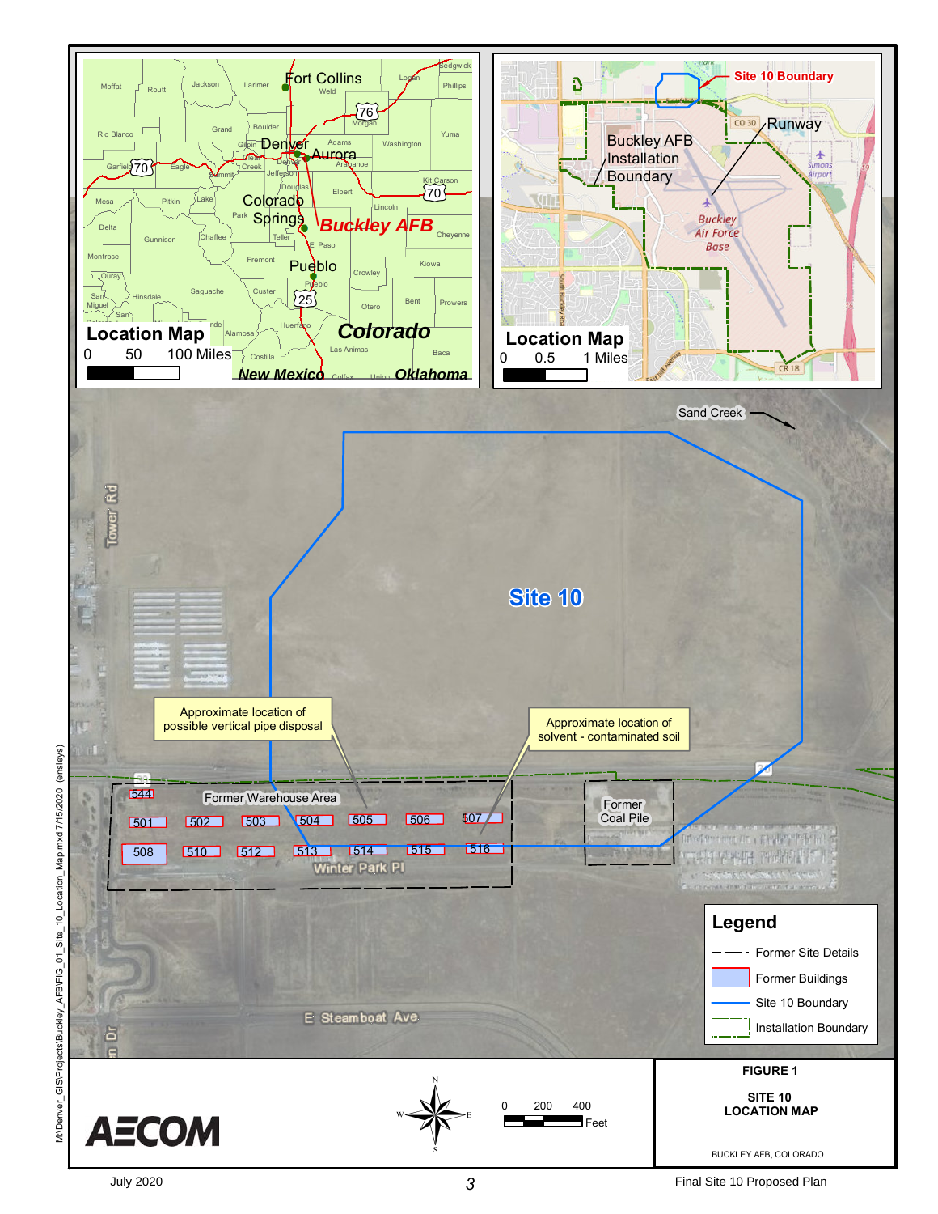Location Map

0 50 100 Miles

Fort Collins, Denver, Aurora, Colorado Springs, Buckley AFB, Pueblo, Colorado, New Mexico, Oklahoma

Location Map

0 0.5 1 Miles

Site 10 Boundary

Runway

Buckley AFB Installation Boundary

Buckley Air Force Base

Sand Creek

Tower Rd

Site 10

Approximate location of possible vertical pipe disposal

Approximate location of solvent - contaminated soil

Former Warehouse Area

544, 501, 502, 503, 504, 505, 506, 507, 508, 510, 512, 513, 514, 515, 516

Winter Park Pl

Former Coal Pile

E Steamboat Ave

**Legend**

- Former Site Details
- Former Buildings
- Site 10 Boundary
- Installation Boundary

0 200 400 Feet

AECOM

**FIGURE 1**

**SITE 10 LOCATION MAP**

BUCKLEY AFB, COLORADO

M:\Denver_GIS\Projects\Buckley_AFB\FIG_01_Site_10_Location_Map.mxd 7/15/2020 (ensleys)

July 2020 Final Site 10 Proposed Plan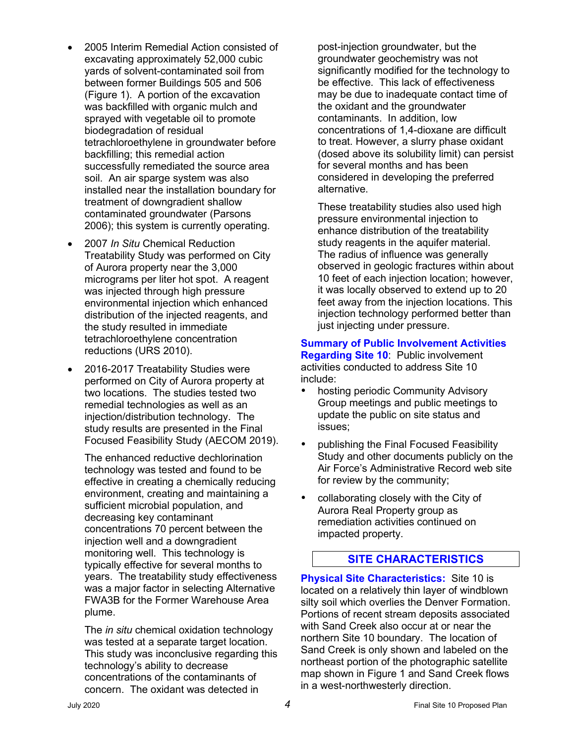- 2005 Interim Remedial Action consisted of excavating approximately 52,000 cubic yards of solvent-contaminated soil from between former Buildings 505 and 506 (Figure 1). A portion of the excavation was backfilled with organic mulch and sprayed with vegetable oil to promote biodegradation of residual tetrachloroethylene in groundwater before backfilling; this remedial action successfully remediated the source area soil. An air sparge system was also installed near the installation boundary for treatment of downgradient shallow contaminated groundwater (Parsons 2006); this system is currently operating.

- 2007 *In Situ* Chemical Reduction Treatability Study was performed on City of Aurora property near the 3,000 micrograms per liter hot spot. A reagent was injected through high pressure environmental injection which enhanced distribution of the injected reagents, and the study resulted in immediate tetrachloroethylene concentration reductions (URS 2010).

- 2016-2017 Treatability Studies were performed on City of Aurora property at two locations. The studies tested two remedial technologies as well as an injection/distribution technology. The study results are presented in the Final Focused Feasibility Study (AECOM 2019).

  The enhanced reductive dechlorination technology was tested and found to be effective in creating a chemically reducing environment, creating and maintaining a sufficient microbial population, and decreasing key contaminant concentrations 70 percent between the injection well and a downgradient monitoring well. This technology is typically effective for several months to years. The treatability study effectiveness was a major factor in selecting Alternative FWA3B for the Former Warehouse Area plume.

  The *in situ* chemical oxidation technology was tested at a separate target location. This study was inconclusive regarding this technology's ability to decrease concentrations of the contaminants of concern. The oxidant was detected in post-injection groundwater, but the groundwater geochemistry was not significantly modified for the technology to be effective. This lack of effectiveness may be due to inadequate contact time of the oxidant and the groundwater contaminants. In addition, low concentrations of 1,4-dioxane are difficult to treat. However, a slurry phase oxidant (dosed above its solubility limit) can persist for several months and has been considered in developing the preferred alternative.

  These treatability studies also used high pressure environmental injection to enhance distribution of the treatability study reagents in the aquifer material. The radius of influence was generally observed in geologic fractures within about 10 feet of each injection location; however, it was locally observed to extend up to 20 feet away from the injection locations. This injection technology performed better than just injecting under pressure.

**Summary of Public Involvement Activities Regarding Site 10**: Public involvement activities conducted to address Site 10 include:

- hosting periodic Community Advisory Group meetings and public meetings to update the public on site status and issues;
- publishing the Final Focused Feasibility Study and other documents publicly on the Air Force's Administrative Record web site for review by the community;
- collaborating closely with the City of Aurora Real Property group as remediation activities continued on impacted property.

## SITE CHARACTERISTICS

**Physical Site Characteristics:** Site 10 is located on a relatively thin layer of windblown silty soil which overlies the Denver Formation. Portions of recent stream deposits associated with Sand Creek also occur at or near the northern Site 10 boundary. The location of Sand Creek is only shown and labeled on the northeast portion of the photographic satellite map shown in Figure 1 and Sand Creek flows in a west-northwesterly direction.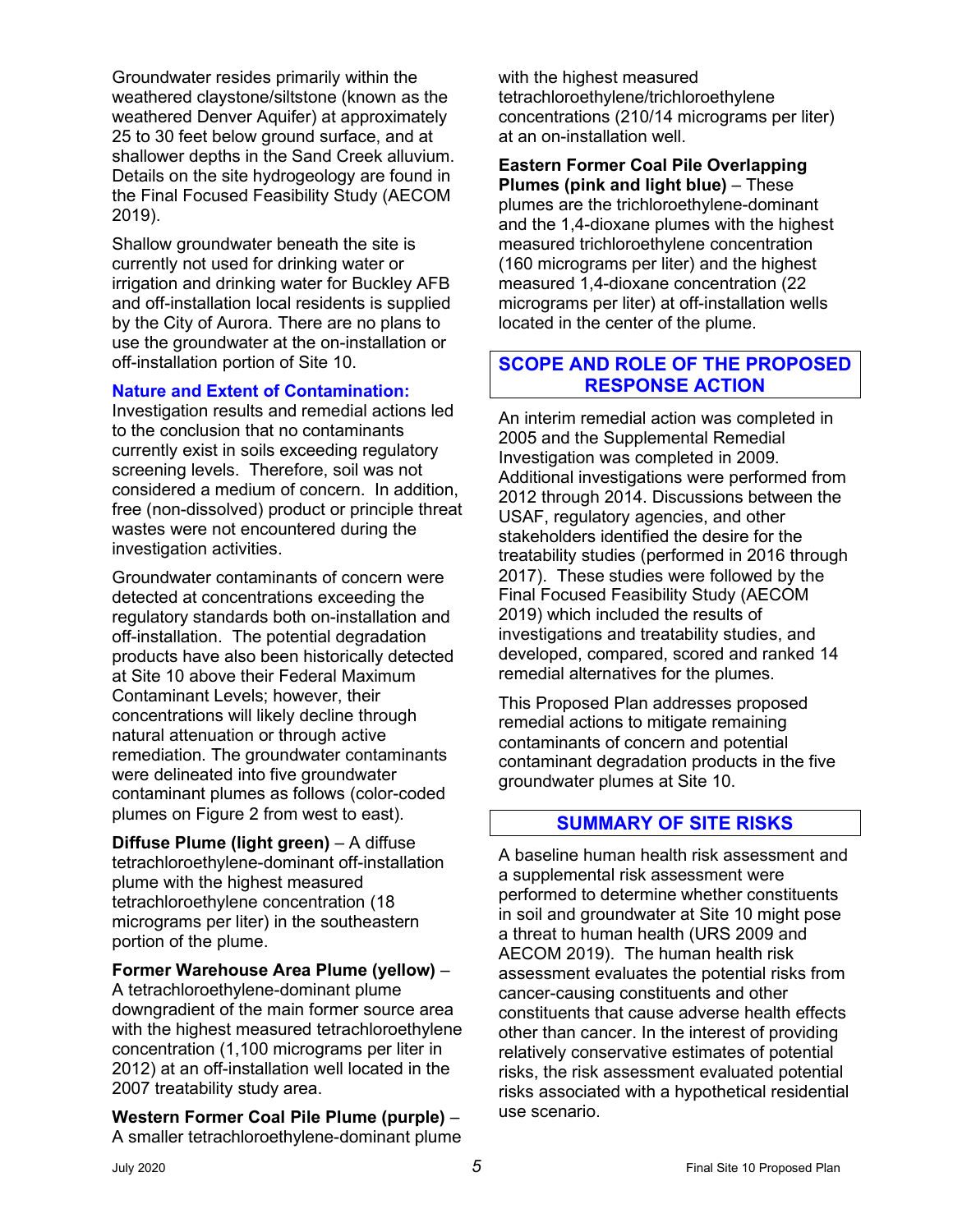Groundwater resides primarily within the weathered claystone/siltstone (known as the weathered Denver Aquifer) at approximately 25 to 30 feet below ground surface, and at shallower depths in the Sand Creek alluvium. Details on the site hydrogeology are found in the Final Focused Feasibility Study (AECOM 2019).

Shallow groundwater beneath the site is currently not used for drinking water or irrigation and drinking water for Buckley AFB and off-installation local residents is supplied by the City of Aurora. There are no plans to use the groundwater at the on-installation or off-installation portion of Site 10.

### Nature and Extent of Contamination:

Investigation results and remedial actions led to the conclusion that no contaminants currently exist in soils exceeding regulatory screening levels. Therefore, soil was not considered a medium of concern. In addition, free (non-dissolved) product or principle threat wastes were not encountered during the investigation activities.

Groundwater contaminants of concern were detected at concentrations exceeding the regulatory standards both on-installation and off-installation. The potential degradation products have also been historically detected at Site 10 above their Federal Maximum Contaminant Levels; however, their concentrations will likely decline through natural attenuation or through active remediation. The groundwater contaminants were delineated into five groundwater contaminant plumes as follows (color-coded plumes on Figure 2 from west to east).

**Diffuse Plume (light green)** – A diffuse tetrachloroethylene-dominant off-installation plume with the highest measured tetrachloroethylene concentration (18 micrograms per liter) in the southeastern portion of the plume.

**Former Warehouse Area Plume (yellow)** – A tetrachloroethylene-dominant plume downgradient of the main former source area with the highest measured tetrachloroethylene concentration (1,100 micrograms per liter in 2012) at an off-installation well located in the 2007 treatability study area.

**Western Former Coal Pile Plume (purple)** – A smaller tetrachloroethylene-dominant plume with the highest measured tetrachloroethylene/trichloroethylene concentrations (210/14 micrograms per liter) at an on-installation well.

**Eastern Former Coal Pile Overlapping Plumes (pink and light blue)** – These plumes are the trichloroethylene-dominant and the 1,4-dioxane plumes with the highest measured trichloroethylene concentration (160 micrograms per liter) and the highest measured 1,4-dioxane concentration (22 micrograms per liter) at off-installation wells located in the center of the plume.

## SCOPE AND ROLE OF THE PROPOSED RESPONSE ACTION

An interim remedial action was completed in 2005 and the Supplemental Remedial Investigation was completed in 2009. Additional investigations were performed from 2012 through 2014. Discussions between the USAF, regulatory agencies, and other stakeholders identified the desire for the treatability studies (performed in 2016 through 2017). These studies were followed by the Final Focused Feasibility Study (AECOM 2019) which included the results of investigations and treatability studies, and developed, compared, scored and ranked 14 remedial alternatives for the plumes.

This Proposed Plan addresses proposed remedial actions to mitigate remaining contaminants of concern and potential contaminant degradation products in the five groundwater plumes at Site 10.

## SUMMARY OF SITE RISKS

A baseline human health risk assessment and a supplemental risk assessment were performed to determine whether constituents in soil and groundwater at Site 10 might pose a threat to human health (URS 2009 and AECOM 2019). The human health risk assessment evaluates the potential risks from cancer-causing constituents and other constituents that cause adverse health effects other than cancer. In the interest of providing relatively conservative estimates of potential risks, the risk assessment evaluated potential risks associated with a hypothetical residential use scenario.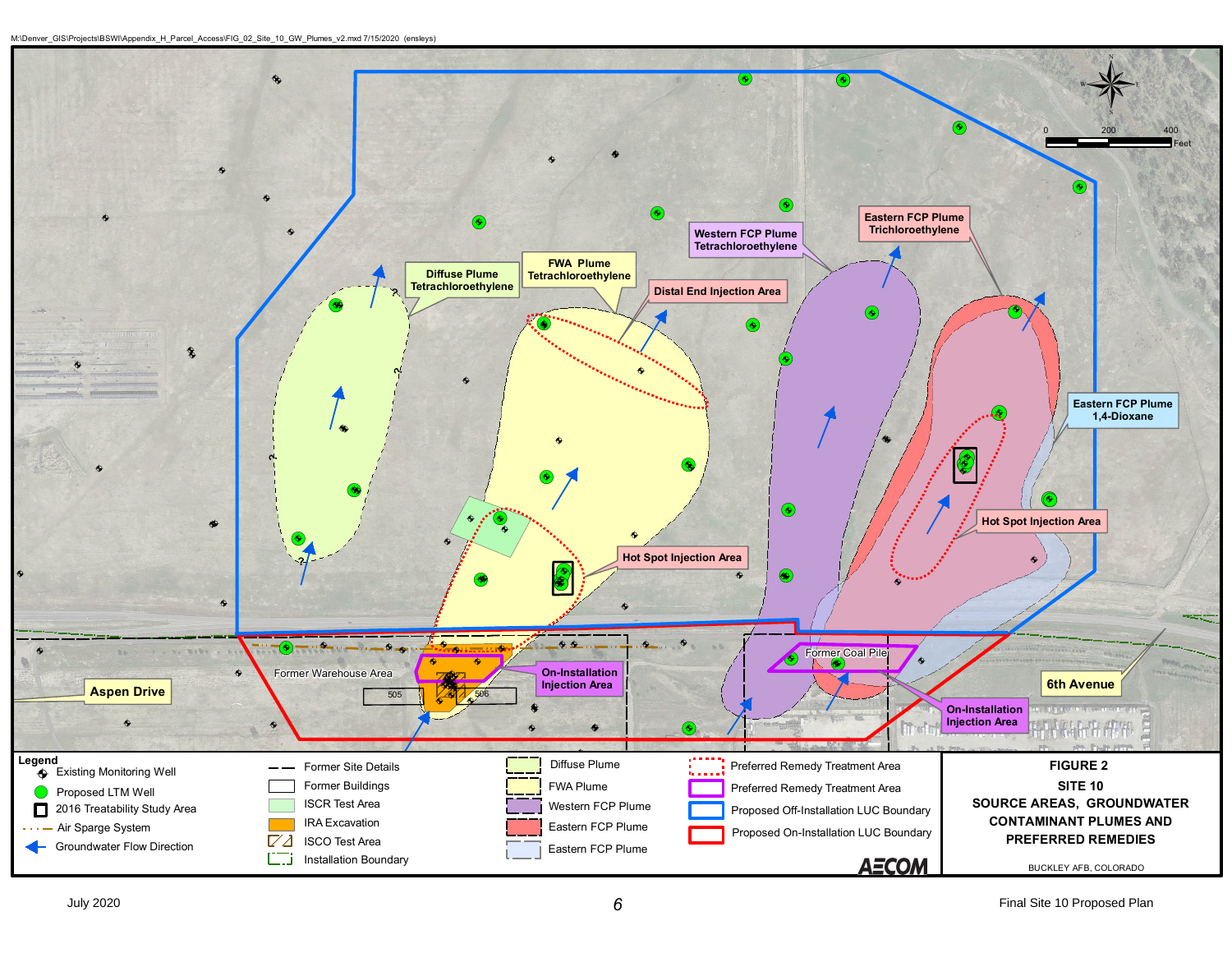M:\Denver_GIS\Projects\BSWI\Appendix_H_Parcel_Access\FIG_02_Site_10_GW_Plumes_v2.mxd 7/15/2020 (ensleys)

Diffuse Plume Tetrachloroethylene

FWA Plume Tetrachloroethylene

Distal End Injection Area

Western FCP Plume Tetrachloroethylene

Eastern FCP Plume Trichloroethylene

Eastern FCP Plume 1,4-Dioxane

Hot Spot Injection Area

Hot Spot Injection Area

On-Installation Injection Area

On-Installation Injection Area

Former Warehouse Area

Former Coal Pile

Aspen Drive

6th Avenue

505

506

0 200 400 Feet

**Legend**

- Existing Monitoring Well
- Proposed LTM Well
- 2016 Treatability Study Area
- Air Sparge System
- Groundwater Flow Direction
- Former Site Details
- Former Buildings
- ISCR Test Area
- IRA Excavation
- ISCO Test Area
- Installation Boundary
- Diffuse Plume
- FWA Plume
- Western FCP Plume
- Eastern FCP Plume
- Eastern FCP Plume
- Preferred Remedy Treatment Area
- Preferred Remedy Treatment Area
- Proposed Off-Installation LUC Boundary
- Proposed On-Installation LUC Boundary

AECOM

**FIGURE 2**
**SITE 10**
**SOURCE AREAS, GROUNDWATER CONTAMINANT PLUMES AND PREFERRED REMEDIES**

BUCKLEY AFB, COLORADO

July 2020 Final Site 10 Proposed Plan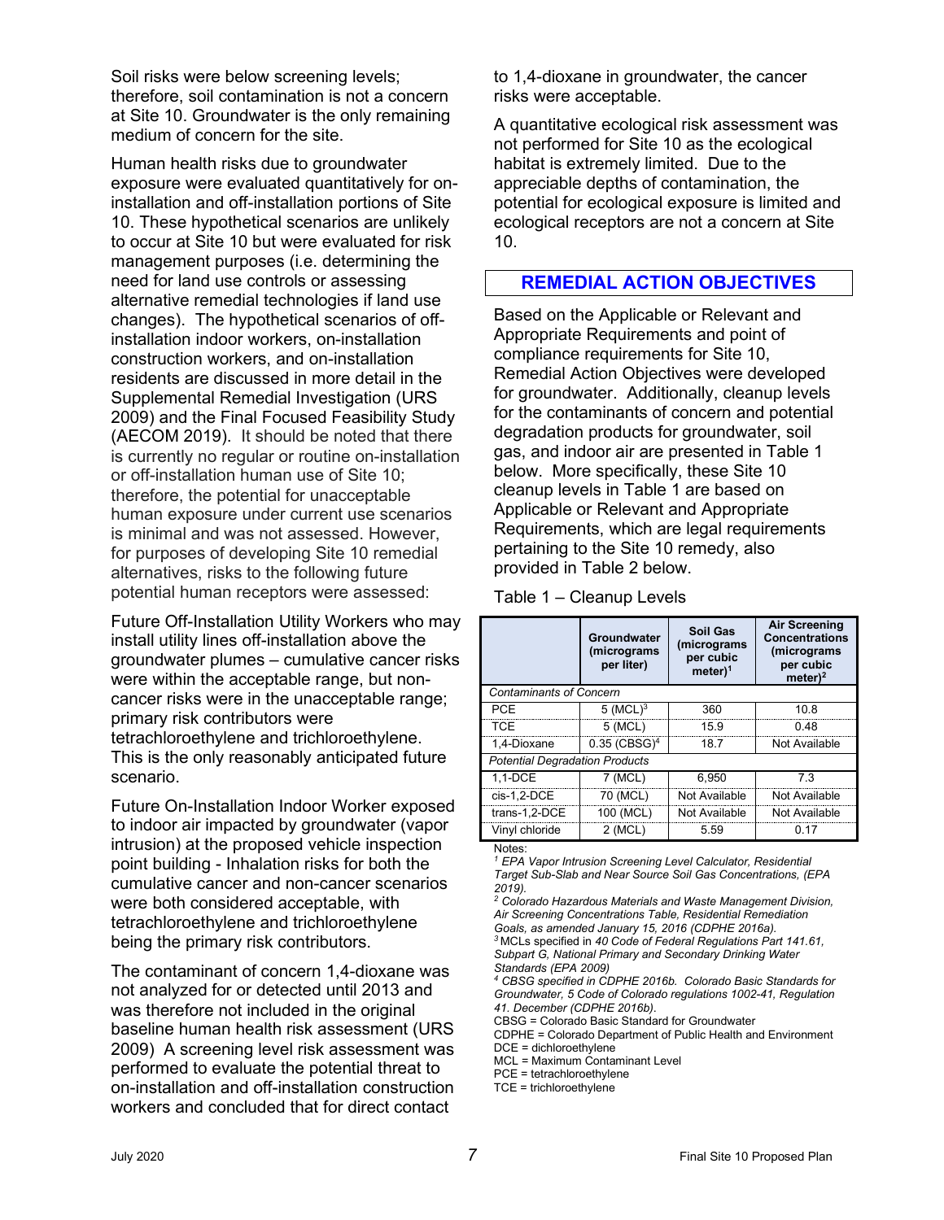Soil risks were below screening levels; therefore, soil contamination is not a concern at Site 10. Groundwater is the only remaining medium of concern for the site.

Human health risks due to groundwater exposure were evaluated quantitatively for on-installation and off-installation portions of Site 10. These hypothetical scenarios are unlikely to occur at Site 10 but were evaluated for risk management purposes (i.e. determining the need for land use controls or assessing alternative remedial technologies if land use changes). The hypothetical scenarios of off-installation indoor workers, on-installation construction workers, and on-installation residents are discussed in more detail in the Supplemental Remedial Investigation (URS 2009) and the Final Focused Feasibility Study (AECOM 2019). It should be noted that there is currently no regular or routine on-installation or off-installation human use of Site 10; therefore, the potential for unacceptable human exposure under current use scenarios is minimal and was not assessed. However, for purposes of developing Site 10 remedial alternatives, risks to the following future potential human receptors were assessed:

Future Off-Installation Utility Workers who may install utility lines off-installation above the groundwater plumes – cumulative cancer risks were within the acceptable range, but non-cancer risks were in the unacceptable range; primary risk contributors were tetrachloroethylene and trichloroethylene. This is the only reasonably anticipated future scenario.

Future On-Installation Indoor Worker exposed to indoor air impacted by groundwater (vapor intrusion) at the proposed vehicle inspection point building - Inhalation risks for both the cumulative cancer and non-cancer scenarios were both considered acceptable, with tetrachloroethylene and trichloroethylene being the primary risk contributors.

The contaminant of concern 1,4-dioxane was not analyzed for or detected until 2013 and was therefore not included in the original baseline human health risk assessment (URS 2009) A screening level risk assessment was performed to evaluate the potential threat to on-installation and off-installation construction workers and concluded that for direct contact to 1,4-dioxane in groundwater, the cancer risks were acceptable.

A quantitative ecological risk assessment was not performed for Site 10 as the ecological habitat is extremely limited. Due to the appreciable depths of contamination, the potential for ecological exposure is limited and ecological receptors are not a concern at Site 10.

## REMEDIAL ACTION OBJECTIVES

Based on the Applicable or Relevant and Appropriate Requirements and point of compliance requirements for Site 10, Remedial Action Objectives were developed for groundwater. Additionally, cleanup levels for the contaminants of concern and potential degradation products for groundwater, soil gas, and indoor air are presented in Table 1 below. More specifically, these Site 10 cleanup levels in Table 1 are based on Applicable or Relevant and Appropriate Requirements, which are legal requirements pertaining to the Site 10 remedy, also provided in Table 2 below.

Table 1 – Cleanup Levels

| | Groundwater (micrograms per liter) | Soil Gas (micrograms per cubic meter)[1] | Air Screening Concentrations (micrograms per cubic meter)[2] |
|---|---|---|---|
| *Contaminants of Concern* | | | |
| PCE | 5 (MCL)[3] | 360 | 10.8 |
| TCE | 5 (MCL) | 15.9 | 0.48 |
| 1,4-Dioxane | 0.35 (CBSG)[4] | 18.7 | Not Available |
| *Potential Degradation Products* | | | |
| 1,1-DCE | 7 (MCL) | 6,950 | 7.3 |
| cis-1,2-DCE | 70 (MCL) | Not Available | Not Available |
| trans-1,2-DCE | 100 (MCL) | Not Available | Not Available |
| Vinyl chloride | 2 (MCL) | 5.59 | 0.17 |

Notes:
[1] *EPA Vapor Intrusion Screening Level Calculator, Residential Target Sub-Slab and Near Source Soil Gas Concentrations, (EPA 2019).*
[2] *Colorado Hazardous Materials and Waste Management Division, Air Screening Concentrations Table, Residential Remediation Goals, as amended January 15, 2016 (CDPHE 2016a).*
[3] MCLs specified in *40 Code of Federal Regulations Part 141.61, Subpart G, National Primary and Secondary Drinking Water Standards (EPA 2009)*
[4] *CBSG specified in CDPHE 2016b. Colorado Basic Standards for Groundwater, 5 Code of Colorado regulations 1002-41, Regulation 41. December (CDPHE 2016b).*
CBSG = Colorado Basic Standard for Groundwater
CDPHE = Colorado Department of Public Health and Environment
DCE = dichloroethylene
MCL = Maximum Contaminant Level
PCE = tetrachloroethylene
TCE = trichloroethylene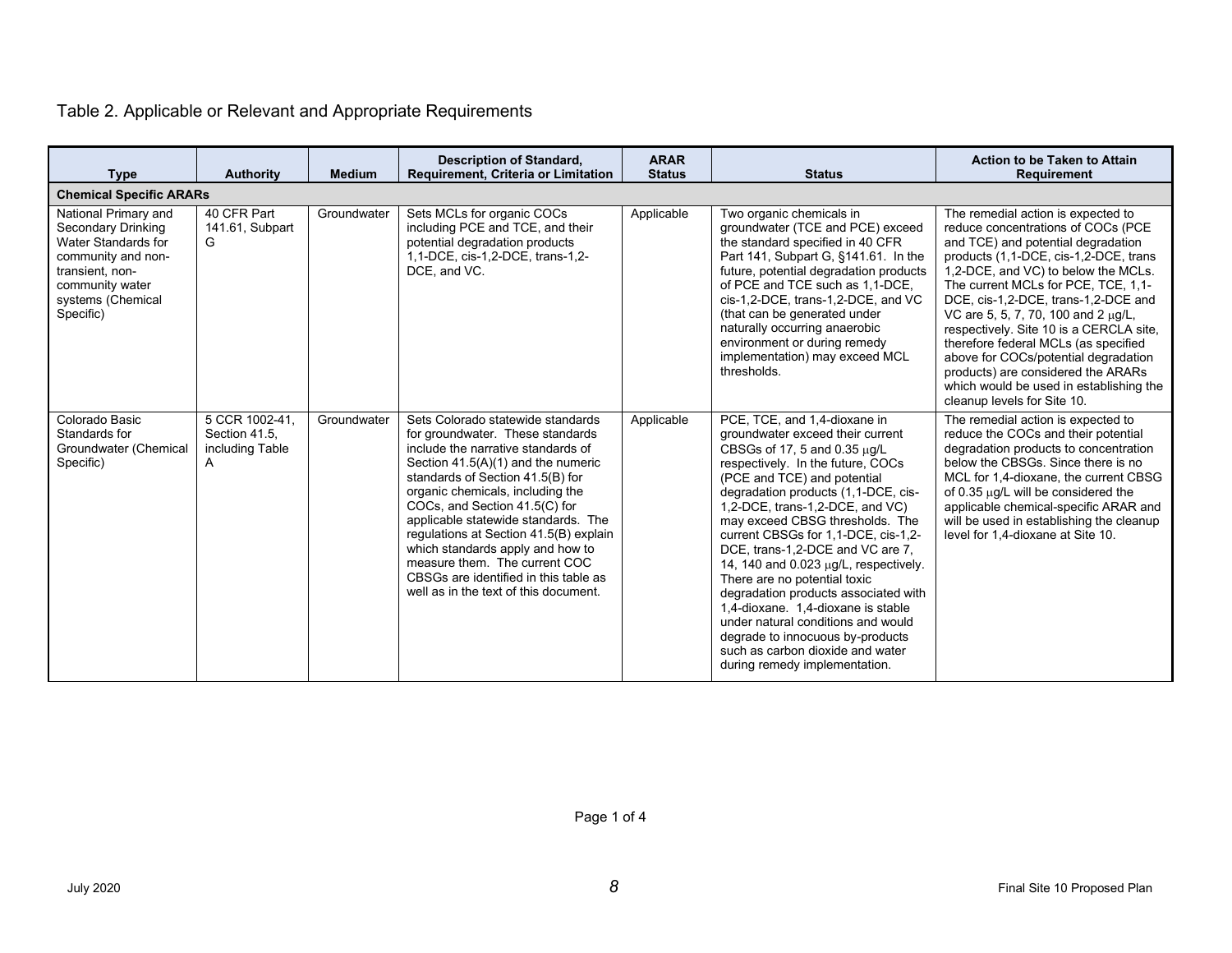Table 2. Applicable or Relevant and Appropriate Requirements

| Type | Authority | Medium | Description of Standard, Requirement, Criteria or Limitation | ARAR Status | Status | Action to be Taken to Attain Requirement |
|---|---|---|---|---|---|---|
| **Chemical Specific ARARs** | | | | | | |
| National Primary and Secondary Drinking Water Standards for community and non-transient, non-community water systems (Chemical Specific) | 40 CFR Part 141.61, Subpart G | Groundwater | Sets MCLs for organic COCs including PCE and TCE, and their potential degradation products 1,1-DCE, cis-1,2-DCE, trans-1,2-DCE, and VC. | Applicable | Two organic chemicals in groundwater (TCE and PCE) exceed the standard specified in 40 CFR Part 141, Subpart G, §141.61. In the future, potential degradation products of PCE and TCE such as 1,1-DCE, cis-1,2-DCE, trans-1,2-DCE, and VC (that can be generated under naturally occurring anaerobic environment or during remedy implementation) may exceed MCL thresholds. | The remedial action is expected to reduce concentrations of COCs (PCE and TCE) and potential degradation products (1,1-DCE, cis-1,2-DCE, trans 1,2-DCE, and VC) to below the MCLs. The current MCLs for PCE, TCE, 1,1-DCE, cis-1,2-DCE, trans-1,2-DCE and VC are 5, 5, 7, 70, 100 and 2 μg/L, respectively. Site 10 is a CERCLA site, therefore federal MCLs (as specified above for COCs/potential degradation products) are considered the ARARs which would be used in establishing the cleanup levels for Site 10. |
| Colorado Basic Standards for Groundwater (Chemical Specific) | 5 CCR 1002-41, Section 41.5, including Table A | Groundwater | Sets Colorado statewide standards for groundwater. These standards include the narrative standards of Section 41.5(A)(1) and the numeric standards of Section 41.5(B) for organic chemicals, including the COCs, and Section 41.5(C) for applicable statewide standards. The regulations at Section 41.5(B) explain which standards apply and how to measure them. The current COC CBSGs are identified in this table as well as in the text of this document. | Applicable | PCE, TCE, and 1,4-dioxane in groundwater exceed their current CBSGs of 17, 5 and 0.35 μg/L respectively. In the future, COCs (PCE and TCE) and potential degradation products (1,1-DCE, cis-1,2-DCE, trans-1,2-DCE, and VC) may exceed CBSG thresholds. The current CBSGs for 1,1-DCE, cis-1,2-DCE, trans-1,2-DCE and VC are 7, 14, 140 and 0.023 μg/L, respectively. There are no potential toxic degradation products associated with 1,4-dioxane. 1,4-dioxane is stable under natural conditions and would degrade to innocuous by-products such as carbon dioxide and water during remedy implementation. | The remedial action is expected to reduce the COCs and their potential degradation products to concentration below the CBSGs. Since there is no MCL for 1,4-dioxane, the current CBSG of 0.35 μg/L will be considered the applicable chemical-specific ARAR and will be used in establishing the cleanup level for 1,4-dioxane at Site 10. |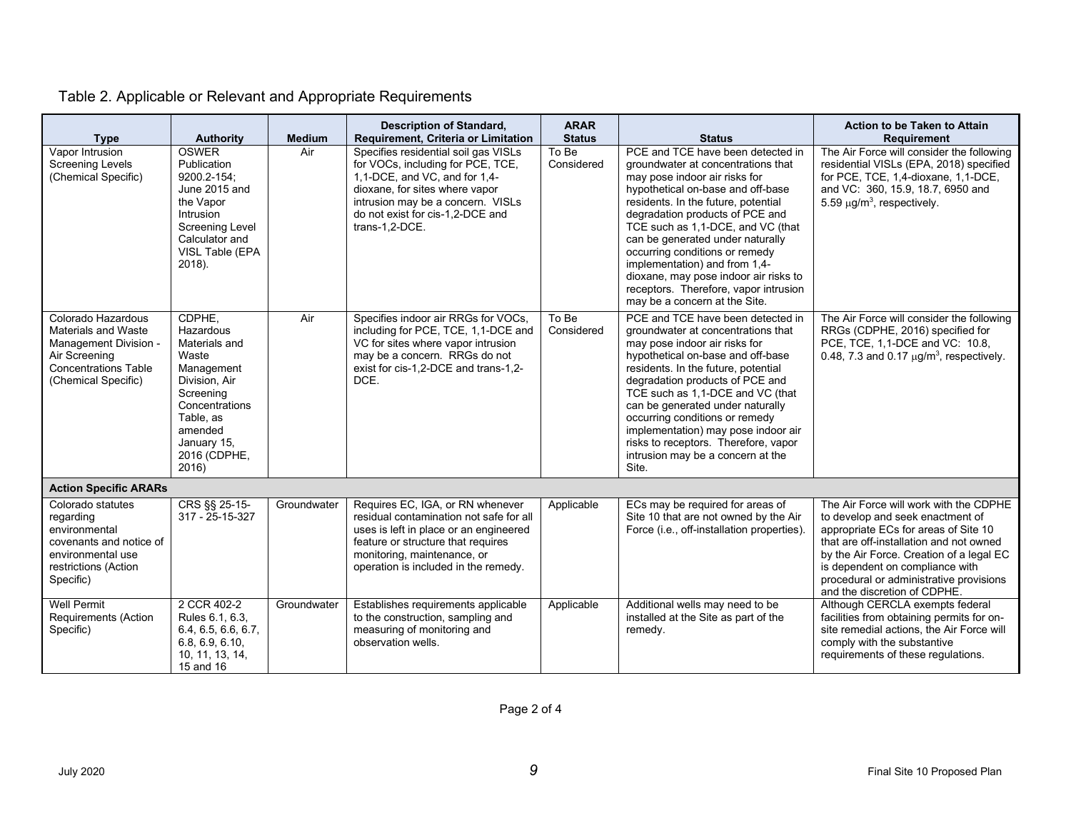## Table 2. Applicable or Relevant and Appropriate Requirements

| Type | Authority | Medium | Description of Standard, Requirement, Criteria or Limitation | ARAR Status | Status | Action to be Taken to Attain Requirement |
|---|---|---|---|---|---|---|
| Vapor Intrusion Screening Levels (Chemical Specific) | OSWER Publication 9200.2-154; June 2015 and the Vapor Intrusion Screening Level Calculator and VISL Table (EPA 2018). | Air | Specifies residential soil gas VISLs for VOCs, including for PCE, TCE, 1,1-DCE, and VC, and for 1,4-dioxane, for sites where vapor intrusion may be a concern. VISLs do not exist for cis-1,2-DCE and trans-1,2-DCE. | To Be Considered | PCE and TCE have been detected in groundwater at concentrations that may pose indoor air risks for hypothetical on-base and off-base residents. In the future, potential degradation products of PCE and TCE such as 1,1-DCE, and VC (that can be generated under naturally occurring conditions or remedy implementation) and from 1,4-dioxane, may pose indoor air risks to receptors. Therefore, vapor intrusion may be a concern at the Site. | The Air Force will consider the following residential VISLs (EPA, 2018) specified for PCE, TCE, 1,4-dioxane, 1,1-DCE, and VC: 360, 15.9, 18.7, 6950 and 5.59 $\mu g/m^3$, respectively. |
| Colorado Hazardous Materials and Waste Management Division - Air Screening Concentrations Table (Chemical Specific) | CDPHE, Hazardous Materials and Waste Management Division, Air Screening Concentrations Table, as amended January 15, 2016 (CDPHE, 2016) | Air | Specifies indoor air RRGs for VOCs, including for PCE, TCE, 1,1-DCE and VC for sites where vapor intrusion may be a concern. RRGs do not exist for cis-1,2-DCE and trans-1,2-DCE. | To Be Considered | PCE and TCE have been detected in groundwater at concentrations that may pose indoor air risks for hypothetical on-base and off-base residents. In the future, potential degradation products of PCE and TCE such as 1,1-DCE and VC (that can be generated under naturally occurring conditions or remedy implementation) may pose indoor air risks to receptors. Therefore, vapor intrusion may be a concern at the Site. | The Air Force will consider the following RRGs (CDPHE, 2016) specified for PCE, TCE, 1,1-DCE and VC: 10.8, 0.48, 7.3 and 0.17 $\mu g/m^3$, respectively. |
| **Action Specific ARARs** | | | | | | |
| Colorado statutes regarding environmental covenants and notice of environmental use restrictions (Action Specific) | CRS §§ 25-15-317 - 25-15-327 | Groundwater | Requires EC, IGA, or RN whenever residual contamination not safe for all uses is left in place or an engineered feature or structure that requires monitoring, maintenance, or operation is included in the remedy. | Applicable | ECs may be required for areas of Site 10 that are not owned by the Air Force (i.e., off-installation properties). | The Air Force will work with the CDPHE to develop and seek enactment of appropriate ECs for areas of Site 10 that are off-installation and not owned by the Air Force. Creation of a legal EC is dependent on compliance with procedural or administrative provisions and the discretion of CDPHE. |
| Well Permit Requirements (Action Specific) | 2 CCR 402-2 Rules 6.1, 6.3, 6.4, 6.5, 6.6, 6.7, 6.8, 6.9, 6.10, 10, 11, 13, 14, 15 and 16 | Groundwater | Establishes requirements applicable to the construction, sampling and measuring of monitoring and observation wells. | Applicable | Additional wells may need to be installed at the Site as part of the remedy. | Although CERCLA exempts federal facilities from obtaining permits for on-site remedial actions, the Air Force will comply with the substantive requirements of these regulations. |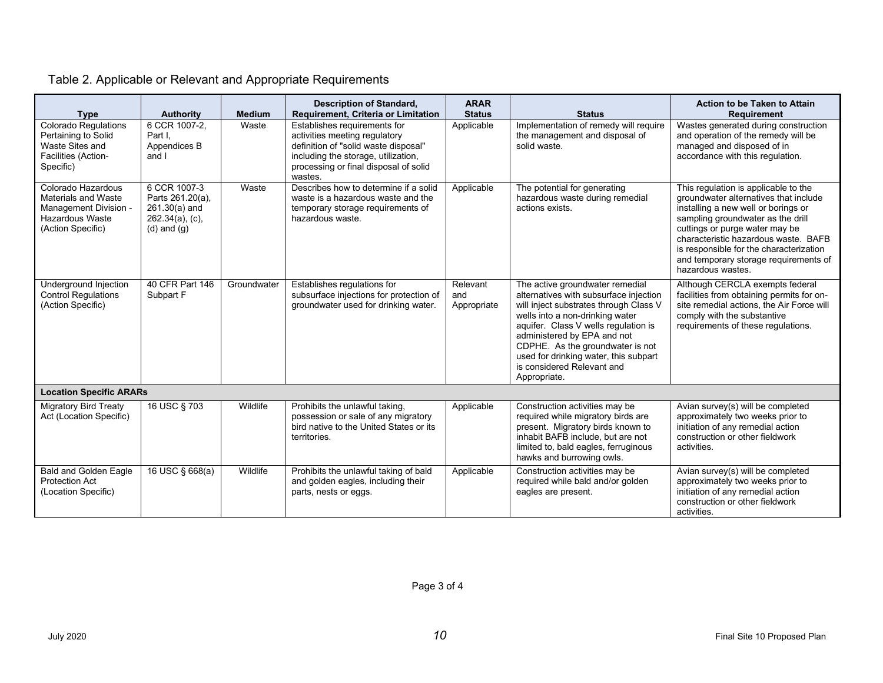Table 2. Applicable or Relevant and Appropriate Requirements

| Type | Authority | Medium | Description of Standard, Requirement, Criteria or Limitation | ARAR Status | Status | Action to be Taken to Attain Requirement |
|---|---|---|---|---|---|---|
| Colorado Regulations Pertaining to Solid Waste Sites and Facilities (Action-Specific) | 6 CCR 1007-2, Part I, Appendices B and I | Waste | Establishes requirements for activities meeting regulatory definition of "solid waste disposal" including the storage, utilization, processing or final disposal of solid wastes. | Applicable | Implementation of remedy will require the management and disposal of solid waste. | Wastes generated during construction and operation of the remedy will be managed and disposed of in accordance with this regulation. |
| Colorado Hazardous Materials and Waste Management Division - Hazardous Waste (Action Specific) | 6 CCR 1007-3 Parts 261.20(a), 261.30(a) and 262.34(a), (c), (d) and (g) | Waste | Describes how to determine if a solid waste is a hazardous waste and the temporary storage requirements of hazardous waste. | Applicable | The potential for generating hazardous waste during remedial actions exists. | This regulation is applicable to the groundwater alternatives that include installing a new well or borings or sampling groundwater as the drill cuttings or purge water may be characteristic hazardous waste. BAFB is responsible for the characterization and temporary storage requirements of hazardous wastes. |
| Underground Injection Control Regulations (Action Specific) | 40 CFR Part 146 Subpart F | Groundwater | Establishes regulations for subsurface injections for protection of groundwater used for drinking water. | Relevant and Appropriate | The active groundwater remedial alternatives with subsurface injection will inject substrates through Class V wells into a non-drinking water aquifer. Class V wells regulation is administered by EPA and not CDPHE. As the groundwater is not used for drinking water, this subpart is considered Relevant and Appropriate. | Although CERCLA exempts federal facilities from obtaining permits for on-site remedial actions, the Air Force will comply with the substantive requirements of these regulations. |
| **Location Specific ARARs** | | | | | | |
| Migratory Bird Treaty Act (Location Specific) | 16 USC § 703 | Wildlife | Prohibits the unlawful taking, possession or sale of any migratory bird native to the United States or its territories. | Applicable | Construction activities may be required while migratory birds are present. Migratory birds known to inhabit BAFB include, but are not limited to, bald eagles, ferruginous hawks and burrowing owls. | Avian survey(s) will be completed approximately two weeks prior to initiation of any remedial action construction or other fieldwork activities. |
| Bald and Golden Eagle Protection Act (Location Specific) | 16 USC § 668(a) | Wildlife | Prohibits the unlawful taking of bald and golden eagles, including their parts, nests or eggs. | Applicable | Construction activities may be required while bald and/or golden eagles are present. | Avian survey(s) will be completed approximately two weeks prior to initiation of any remedial action construction or other fieldwork activities. |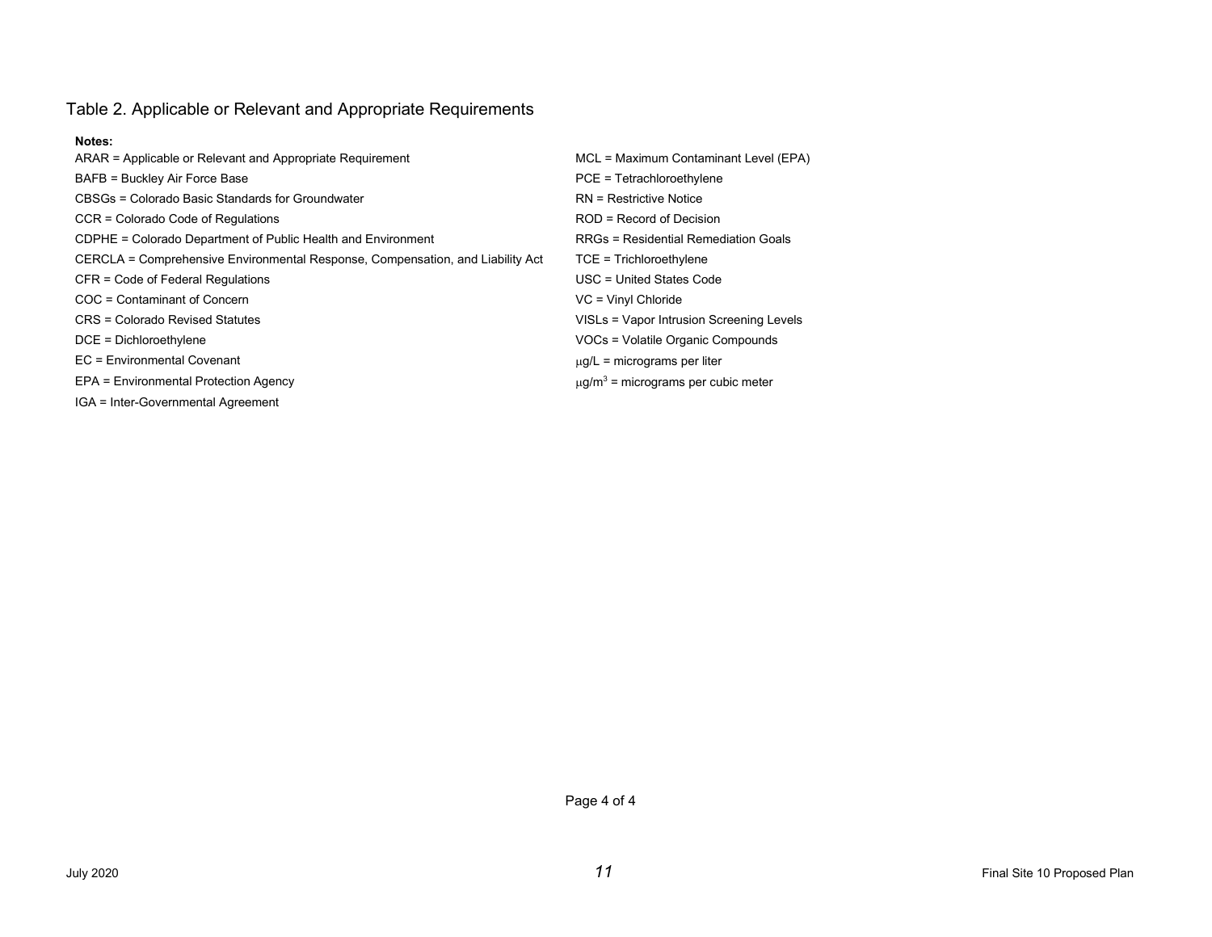## Table 2. Applicable or Relevant and Appropriate Requirements

**Notes:**

ARAR = Applicable or Relevant and Appropriate Requirement
BAFB = Buckley Air Force Base
CBSGs = Colorado Basic Standards for Groundwater
CCR = Colorado Code of Regulations
CDPHE = Colorado Department of Public Health and Environment
CERCLA = Comprehensive Environmental Response, Compensation, and Liability Act
CFR = Code of Federal Regulations
COC = Contaminant of Concern
CRS = Colorado Revised Statutes
DCE = Dichloroethylene
EC = Environmental Covenant
EPA = Environmental Protection Agency
IGA = Inter-Governmental Agreement
MCL = Maximum Contaminant Level (EPA)
PCE = Tetrachloroethylene
RN = Restrictive Notice
ROD = Record of Decision
RRGs = Residential Remediation Goals
TCE = Trichloroethylene
USC = United States Code
VC = Vinyl Chloride
VISLs = Vapor Intrusion Screening Levels
VOCs = Volatile Organic Compounds
μg/L = micrograms per liter
μg/$m^3$ = micrograms per cubic meter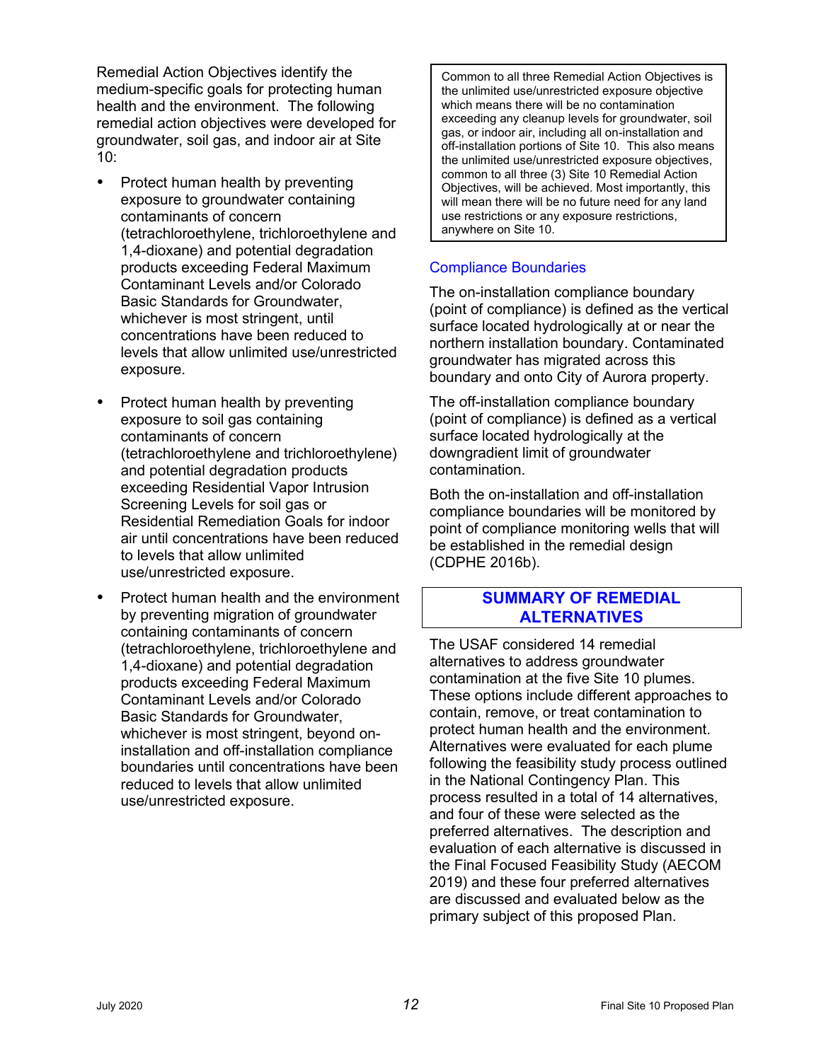Remedial Action Objectives identify the medium-specific goals for protecting human health and the environment. The following remedial action objectives were developed for groundwater, soil gas, and indoor air at Site 10:

- Protect human health by preventing exposure to groundwater containing contaminants of concern (tetrachloroethylene, trichloroethylene and 1,4-dioxane) and potential degradation products exceeding Federal Maximum Contaminant Levels and/or Colorado Basic Standards for Groundwater, whichever is most stringent, until concentrations have been reduced to levels that allow unlimited use/unrestricted exposure.
- Protect human health by preventing exposure to soil gas containing contaminants of concern (tetrachloroethylene and trichloroethylene) and potential degradation products exceeding Residential Vapor Intrusion Screening Levels for soil gas or Residential Remediation Goals for indoor air until concentrations have been reduced to levels that allow unlimited use/unrestricted exposure.
- Protect human health and the environment by preventing migration of groundwater containing contaminants of concern (tetrachloroethylene, trichloroethylene and 1,4-dioxane) and potential degradation products exceeding Federal Maximum Contaminant Levels and/or Colorado Basic Standards for Groundwater, whichever is most stringent, beyond on-installation and off-installation compliance boundaries until concentrations have been reduced to levels that allow unlimited use/unrestricted exposure.

> Common to all three Remedial Action Objectives is the unlimited use/unrestricted exposure objective which means there will be no contamination exceeding any cleanup levels for groundwater, soil gas, or indoor air, including all on-installation and off-installation portions of Site 10. This also means the unlimited use/unrestricted exposure objectives, common to all three (3) Site 10 Remedial Action Objectives, will be achieved. Most importantly, this will mean there will be no future need for any land use restrictions or any exposure restrictions, anywhere on Site 10.

### Compliance Boundaries

The on-installation compliance boundary (point of compliance) is defined as the vertical surface located hydrologically at or near the northern installation boundary. Contaminated groundwater has migrated across this boundary and onto City of Aurora property.

The off-installation compliance boundary (point of compliance) is defined as a vertical surface located hydrologically at the downgradient limit of groundwater contamination.

Both the on-installation and off-installation compliance boundaries will be monitored by point of compliance monitoring wells that will be established in the remedial design (CDPHE 2016b).

## SUMMARY OF REMEDIAL ALTERNATIVES

The USAF considered 14 remedial alternatives to address groundwater contamination at the five Site 10 plumes. These options include different approaches to contain, remove, or treat contamination to protect human health and the environment. Alternatives were evaluated for each plume following the feasibility study process outlined in the National Contingency Plan. This process resulted in a total of 14 alternatives, and four of these were selected as the preferred alternatives. The description and evaluation of each alternative is discussed in the Final Focused Feasibility Study (AECOM 2019) and these four preferred alternatives are discussed and evaluated below as the primary subject of this proposed Plan.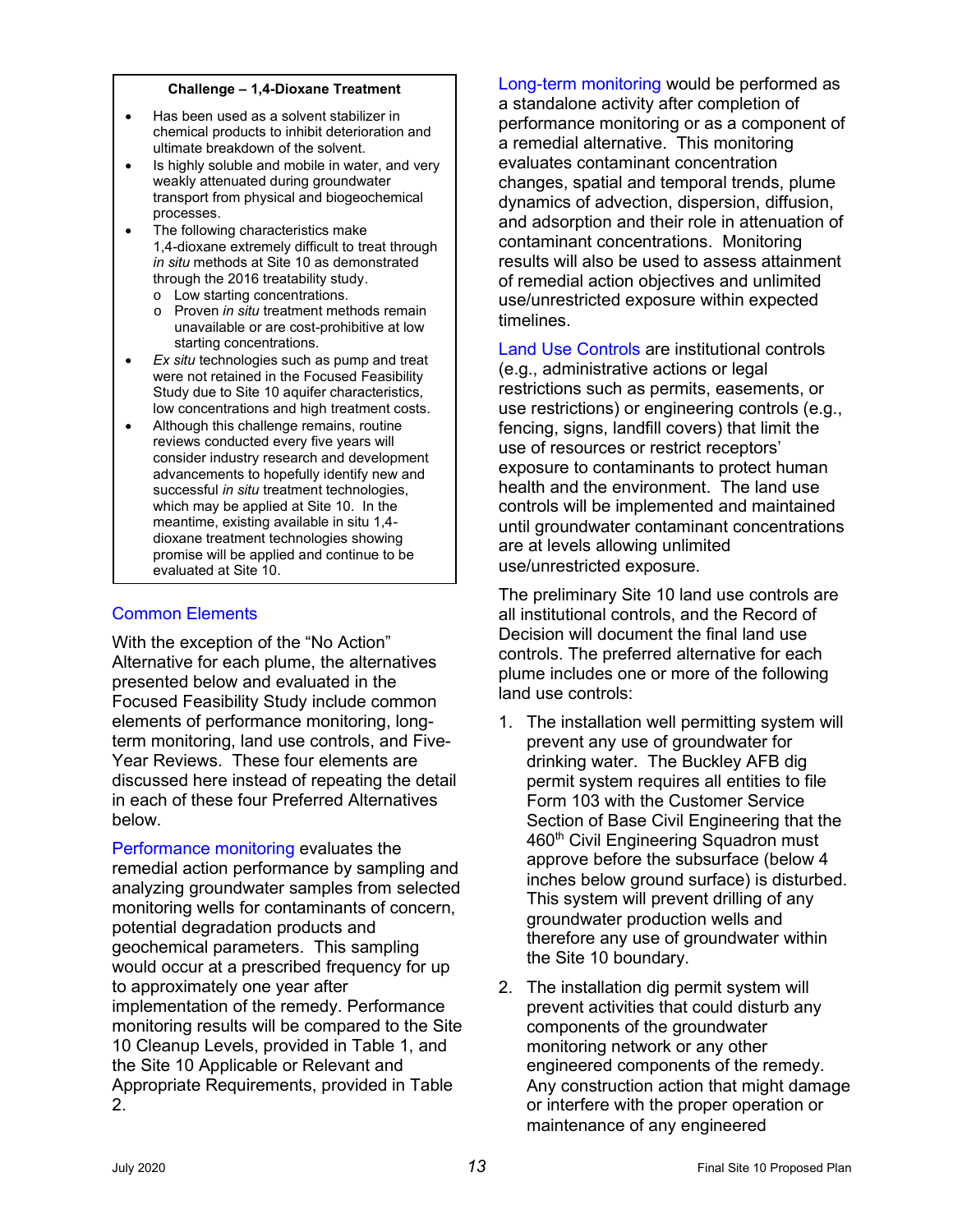**Challenge – 1,4-Dioxane Treatment**

- Has been used as a solvent stabilizer in chemical products to inhibit deterioration and ultimate breakdown of the solvent.
- Is highly soluble and mobile in water, and very weakly attenuated during groundwater transport from physical and biogeochemical processes.
- The following characteristics make 1,4-dioxane extremely difficult to treat through *in situ* methods at Site 10 as demonstrated through the 2016 treatability study.
  - Low starting concentrations.
  - Proven *in situ* treatment methods remain unavailable or are cost-prohibitive at low starting concentrations.
- *Ex situ* technologies such as pump and treat were not retained in the Focused Feasibility Study due to Site 10 aquifer characteristics, low concentrations and high treatment costs.
- Although this challenge remains, routine reviews conducted every five years will consider industry research and development advancements to hopefully identify new and successful *in situ* treatment technologies, which may be applied at Site 10. In the meantime, existing available in situ 1,4-dioxane treatment technologies showing promise will be applied and continue to be evaluated at Site 10.

## Common Elements

With the exception of the "No Action" Alternative for each plume, the alternatives presented below and evaluated in the Focused Feasibility Study include common elements of performance monitoring, long-term monitoring, land use controls, and Five-Year Reviews. These four elements are discussed here instead of repeating the detail in each of these four Preferred Alternatives below.

Performance monitoring evaluates the remedial action performance by sampling and analyzing groundwater samples from selected monitoring wells for contaminants of concern, potential degradation products and geochemical parameters. This sampling would occur at a prescribed frequency for up to approximately one year after implementation of the remedy. Performance monitoring results will be compared to the Site 10 Cleanup Levels, provided in Table 1, and the Site 10 Applicable or Relevant and Appropriate Requirements, provided in Table 2.

Long-term monitoring would be performed as a standalone activity after completion of performance monitoring or as a component of a remedial alternative. This monitoring evaluates contaminant concentration changes, spatial and temporal trends, plume dynamics of advection, dispersion, diffusion, and adsorption and their role in attenuation of contaminant concentrations. Monitoring results will also be used to assess attainment of remedial action objectives and unlimited use/unrestricted exposure within expected timelines.

Land Use Controls are institutional controls (e.g., administrative actions or legal restrictions such as permits, easements, or use restrictions) or engineering controls (e.g., fencing, signs, landfill covers) that limit the use of resources or restrict receptors' exposure to contaminants to protect human health and the environment. The land use controls will be implemented and maintained until groundwater contaminant concentrations are at levels allowing unlimited use/unrestricted exposure.

The preliminary Site 10 land use controls are all institutional controls, and the Record of Decision will document the final land use controls. The preferred alternative for each plume includes one or more of the following land use controls:

1. The installation well permitting system will prevent any use of groundwater for drinking water. The Buckley AFB dig permit system requires all entities to file Form 103 with the Customer Service Section of Base Civil Engineering that the 460th Civil Engineering Squadron must approve before the subsurface (below 4 inches below ground surface) is disturbed. This system will prevent drilling of any groundwater production wells and therefore any use of groundwater within the Site 10 boundary.
2. The installation dig permit system will prevent activities that could disturb any components of the groundwater monitoring network or any other engineered components of the remedy. Any construction action that might damage or interfere with the proper operation or maintenance of any engineered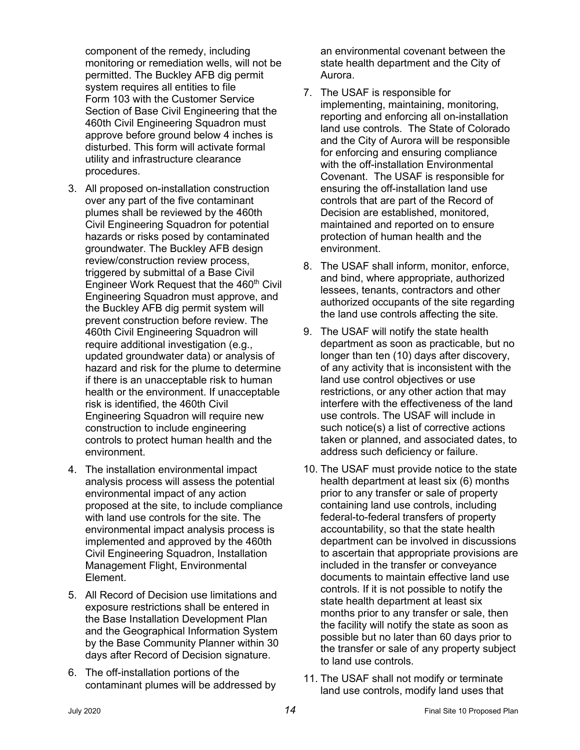component of the remedy, including monitoring or remediation wells, will not be permitted. The Buckley AFB dig permit system requires all entities to file Form 103 with the Customer Service Section of Base Civil Engineering that the 460th Civil Engineering Squadron must approve before ground below 4 inches is disturbed. This form will activate formal utility and infrastructure clearance procedures.

3. All proposed on-installation construction over any part of the five contaminant plumes shall be reviewed by the 460th Civil Engineering Squadron for potential hazards or risks posed by contaminated groundwater. The Buckley AFB design review/construction review process, triggered by submittal of a Base Civil Engineer Work Request that the 460th Civil Engineering Squadron must approve, and the Buckley AFB dig permit system will prevent construction before review. The 460th Civil Engineering Squadron will require additional investigation (e.g., updated groundwater data) or analysis of hazard and risk for the plume to determine if there is an unacceptable risk to human health or the environment. If unacceptable risk is identified, the 460th Civil Engineering Squadron will require new construction to include engineering controls to protect human health and the environment.
4. The installation environmental impact analysis process will assess the potential environmental impact of any action proposed at the site, to include compliance with land use controls for the site. The environmental impact analysis process is implemented and approved by the 460th Civil Engineering Squadron, Installation Management Flight, Environmental Element.
5. All Record of Decision use limitations and exposure restrictions shall be entered in the Base Installation Development Plan and the Geographical Information System by the Base Community Planner within 30 days after Record of Decision signature.
6. The off-installation portions of the contaminant plumes will be addressed by an environmental covenant between the state health department and the City of Aurora.
7. The USAF is responsible for implementing, maintaining, monitoring, reporting and enforcing all on-installation land use controls. The State of Colorado and the City of Aurora will be responsible for enforcing and ensuring compliance with the off-installation Environmental Covenant. The USAF is responsible for ensuring the off-installation land use controls that are part of the Record of Decision are established, monitored, maintained and reported on to ensure protection of human health and the environment.
8. The USAF shall inform, monitor, enforce, and bind, where appropriate, authorized lessees, tenants, contractors and other authorized occupants of the site regarding the land use controls affecting the site.
9. The USAF will notify the state health department as soon as practicable, but no longer than ten (10) days after discovery, of any activity that is inconsistent with the land use control objectives or use restrictions, or any other action that may interfere with the effectiveness of the land use controls. The USAF will include in such notice(s) a list of corrective actions taken or planned, and associated dates, to address such deficiency or failure.
10. The USAF must provide notice to the state health department at least six (6) months prior to any transfer or sale of property containing land use controls, including federal-to-federal transfers of property accountability, so that the state health department can be involved in discussions to ascertain that appropriate provisions are included in the transfer or conveyance documents to maintain effective land use controls. If it is not possible to notify the state health department at least six months prior to any transfer or sale, then the facility will notify the state as soon as possible but no later than 60 days prior to the transfer or sale of any property subject to land use controls.
11. The USAF shall not modify or terminate land use controls, modify land uses that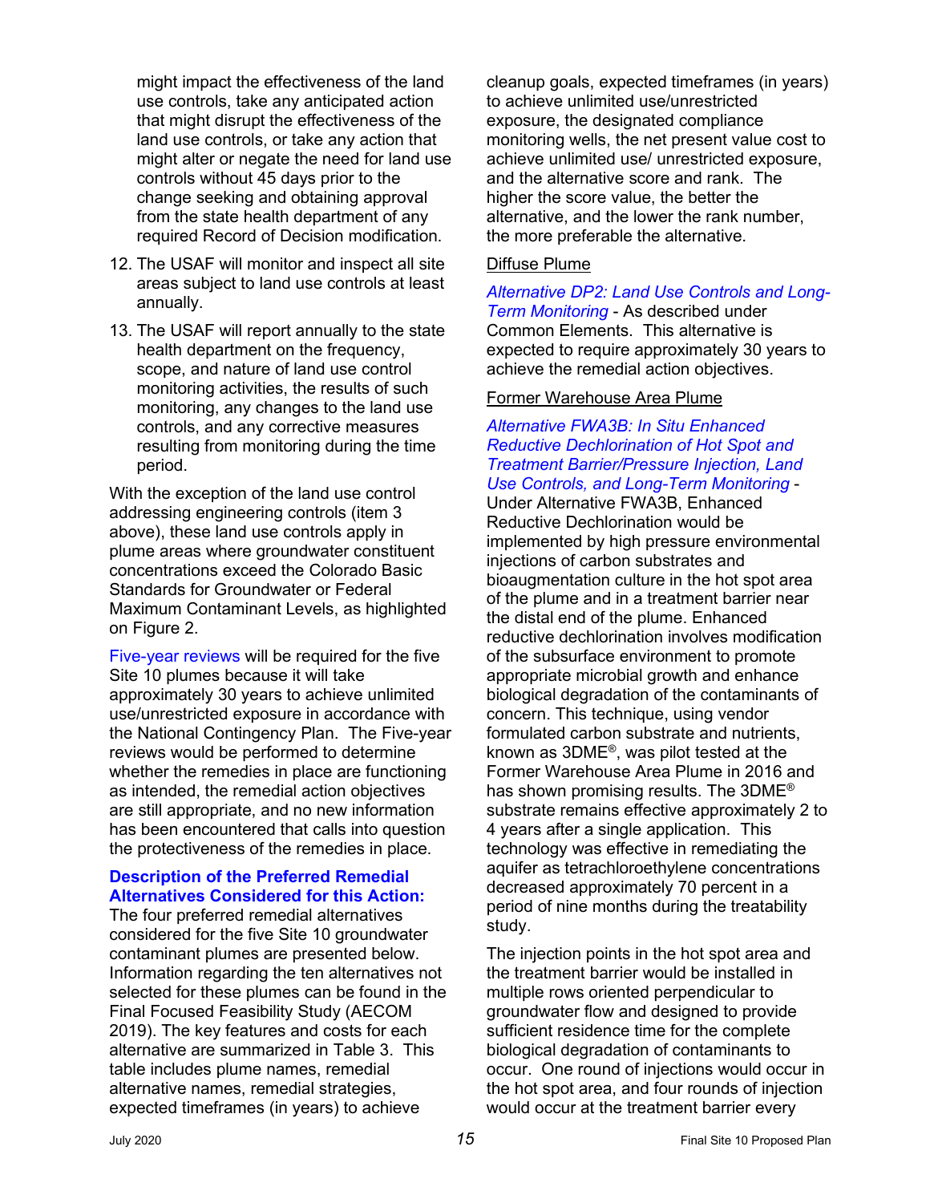might impact the effectiveness of the land use controls, take any anticipated action that might disrupt the effectiveness of the land use controls, or take any action that might alter or negate the need for land use controls without 45 days prior to the change seeking and obtaining approval from the state health department of any required Record of Decision modification.

12. The USAF will monitor and inspect all site areas subject to land use controls at least annually.
13. The USAF will report annually to the state health department on the frequency, scope, and nature of land use control monitoring activities, the results of such monitoring, any changes to the land use controls, and any corrective measures resulting from monitoring during the time period.

With the exception of the land use control addressing engineering controls (item 3 above), these land use controls apply in plume areas where groundwater constituent concentrations exceed the Colorado Basic Standards for Groundwater or Federal Maximum Contaminant Levels, as highlighted on Figure 2.

Five-year reviews will be required for the five Site 10 plumes because it will take approximately 30 years to achieve unlimited use/unrestricted exposure in accordance with the National Contingency Plan. The Five-year reviews would be performed to determine whether the remedies in place are functioning as intended, the remedial action objectives are still appropriate, and no new information has been encountered that calls into question the protectiveness of the remedies in place.

**Description of the Preferred Remedial Alternatives Considered for this Action:**
The four preferred remedial alternatives considered for the five Site 10 groundwater contaminant plumes are presented below. Information regarding the ten alternatives not selected for these plumes can be found in the Final Focused Feasibility Study (AECOM 2019). The key features and costs for each alternative are summarized in Table 3. This table includes plume names, remedial alternative names, remedial strategies, expected timeframes (in years) to achieve cleanup goals, expected timeframes (in years) to achieve unlimited use/unrestricted exposure, the designated compliance monitoring wells, the net present value cost to achieve unlimited use/ unrestricted exposure, and the alternative score and rank. The higher the score value, the better the alternative, and the lower the rank number, the more preferable the alternative.

Diffuse Plume

*Alternative DP2: Land Use Controls and Long-Term Monitoring* - As described under Common Elements. This alternative is expected to require approximately 30 years to achieve the remedial action objectives.

Former Warehouse Area Plume

*Alternative FWA3B: In Situ Enhanced Reductive Dechlorination of Hot Spot and Treatment Barrier/Pressure Injection, Land Use Controls, and Long-Term Monitoring* - Under Alternative FWA3B, Enhanced Reductive Dechlorination would be implemented by high pressure environmental injections of carbon substrates and bioaugmentation culture in the hot spot area of the plume and in a treatment barrier near the distal end of the plume. Enhanced reductive dechlorination involves modification of the subsurface environment to promote appropriate microbial growth and enhance biological degradation of the contaminants of concern. This technique, using vendor formulated carbon substrate and nutrients, known as 3DME®, was pilot tested at the Former Warehouse Area Plume in 2016 and has shown promising results. The 3DME® substrate remains effective approximately 2 to 4 years after a single application. This technology was effective in remediating the aquifer as tetrachloroethylene concentrations decreased approximately 70 percent in a period of nine months during the treatability study.

The injection points in the hot spot area and the treatment barrier would be installed in multiple rows oriented perpendicular to groundwater flow and designed to provide sufficient residence time for the complete biological degradation of contaminants to occur. One round of injections would occur in the hot spot area, and four rounds of injection would occur at the treatment barrier every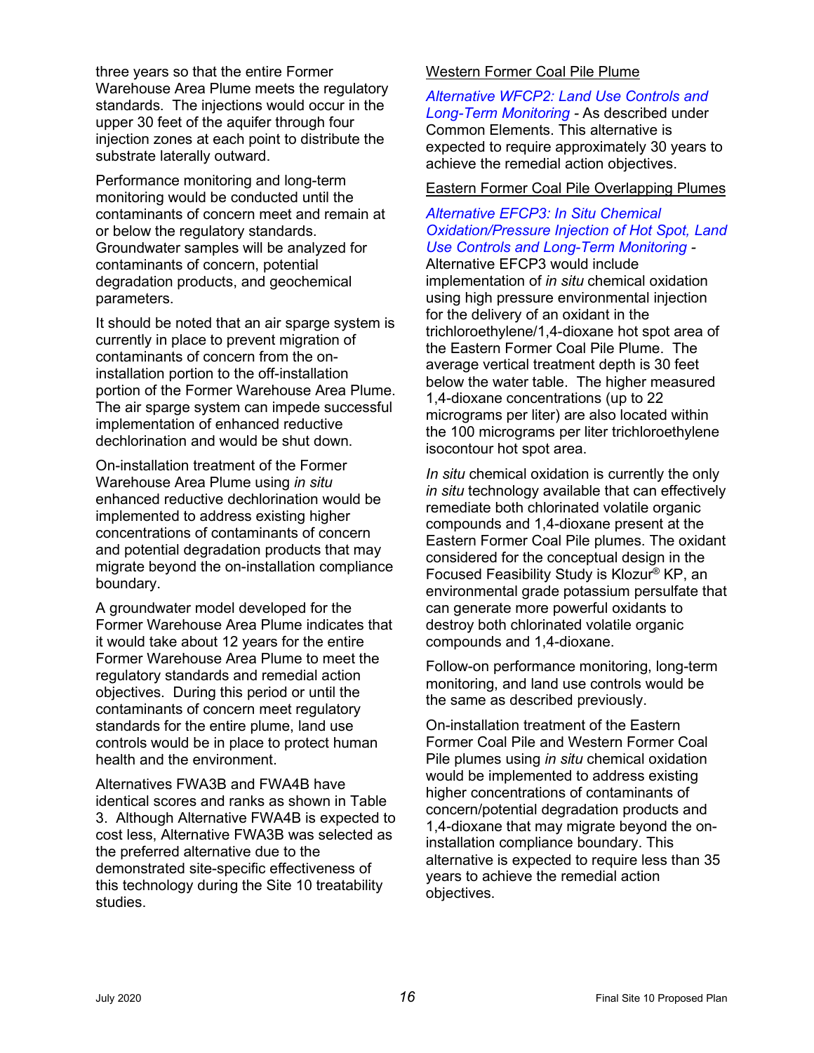three years so that the entire Former Warehouse Area Plume meets the regulatory standards. The injections would occur in the upper 30 feet of the aquifer through four injection zones at each point to distribute the substrate laterally outward.

Performance monitoring and long-term monitoring would be conducted until the contaminants of concern meet and remain at or below the regulatory standards. Groundwater samples will be analyzed for contaminants of concern, potential degradation products, and geochemical parameters.

It should be noted that an air sparge system is currently in place to prevent migration of contaminants of concern from the on-installation portion to the off-installation portion of the Former Warehouse Area Plume. The air sparge system can impede successful implementation of enhanced reductive dechlorination and would be shut down.

On-installation treatment of the Former Warehouse Area Plume using *in situ* enhanced reductive dechlorination would be implemented to address existing higher concentrations of contaminants of concern and potential degradation products that may migrate beyond the on-installation compliance boundary.

A groundwater model developed for the Former Warehouse Area Plume indicates that it would take about 12 years for the entire Former Warehouse Area Plume to meet the regulatory standards and remedial action objectives. During this period or until the contaminants of concern meet regulatory standards for the entire plume, land use controls would be in place to protect human health and the environment.

Alternatives FWA3B and FWA4B have identical scores and ranks as shown in Table 3. Although Alternative FWA4B is expected to cost less, Alternative FWA3B was selected as the preferred alternative due to the demonstrated site-specific effectiveness of this technology during the Site 10 treatability studies.

Western Former Coal Pile Plume

*Alternative WFCP2: Land Use Controls and Long-Term Monitoring* - As described under Common Elements. This alternative is expected to require approximately 30 years to achieve the remedial action objectives.

Eastern Former Coal Pile Overlapping Plumes

*Alternative EFCP3: In Situ Chemical Oxidation/Pressure Injection of Hot Spot, Land Use Controls and Long-Term Monitoring* - Alternative EFCP3 would include implementation of *in situ* chemical oxidation using high pressure environmental injection for the delivery of an oxidant in the trichloroethylene/1,4-dioxane hot spot area of the Eastern Former Coal Pile Plume. The average vertical treatment depth is 30 feet below the water table. The higher measured 1,4-dioxane concentrations (up to 22 micrograms per liter) are also located within the 100 micrograms per liter trichloroethylene isocontour hot spot area.

*In situ* chemical oxidation is currently the only *in situ* technology available that can effectively remediate both chlorinated volatile organic compounds and 1,4-dioxane present at the Eastern Former Coal Pile plumes. The oxidant considered for the conceptual design in the Focused Feasibility Study is Klozur® KP, an environmental grade potassium persulfate that can generate more powerful oxidants to destroy both chlorinated volatile organic compounds and 1,4-dioxane.

Follow-on performance monitoring, long-term monitoring, and land use controls would be the same as described previously.

On-installation treatment of the Eastern Former Coal Pile and Western Former Coal Pile plumes using *in situ* chemical oxidation would be implemented to address existing higher concentrations of contaminants of concern/potential degradation products and 1,4-dioxane that may migrate beyond the on-installation compliance boundary. This alternative is expected to require less than 35 years to achieve the remedial action objectives.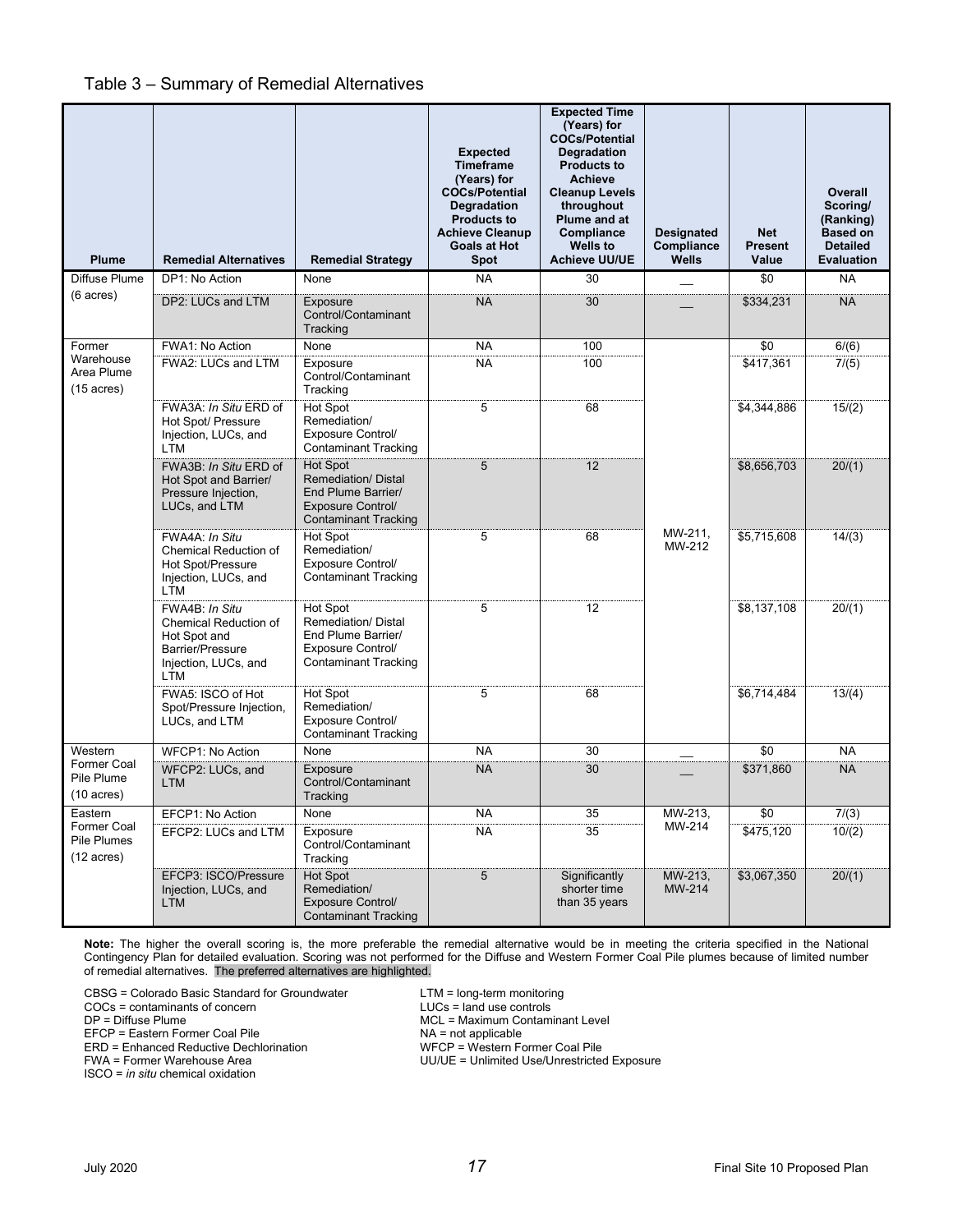Table 3 – Summary of Remedial Alternatives

| Plume | Remedial Alternatives | Remedial Strategy | Expected Timeframe (Years) for COCs/Potential Degradation Products to Achieve Cleanup Goals at Hot Spot | Expected Time (Years) for COCs/Potential Degradation Products to Achieve Cleanup Levels throughout Plume and at Compliance Wells to Achieve UU/UE | Designated Compliance Wells | Net Present Value | Overall Scoring/ (Ranking) Based on Detailed Evaluation |
|---|---|---|---|---|---|---|---|
| Diffuse Plume (6 acres) | DP1: No Action | None | NA | 30 | __ | $0 | NA |
| | DP2: LUCs and LTM | Exposure Control/Contaminant Tracking | NA | 30 | __ | $334,231 | NA |
| Former Warehouse Area Plume (15 acres) | FWA1: No Action | None | NA | 100 | MW-211, MW-212 | $0 | 6/(6) |
| | FWA2: LUCs and LTM | Exposure Control/Contaminant Tracking | NA | 100 | | $417,361 | 7/(5) |
| | FWA3A: *In Situ* ERD of Hot Spot/ Pressure Injection, LUCs, and LTM | Hot Spot Remediation/ Exposure Control/ Contaminant Tracking | 5 | 68 | | $4,344,886 | 15/(2) |
| | FWA3B: *In Situ* ERD of Hot Spot and Barrier/ Pressure Injection, LUCs, and LTM | Hot Spot Remediation/ Distal End Plume Barrier/ Exposure Control/ Contaminant Tracking | 5 | 12 | | $8,656,703 | 20/(1) |
| | FWA4A: *In Situ* Chemical Reduction of Hot Spot/Pressure Injection, LUCs, and LTM | Hot Spot Remediation/ Exposure Control/ Contaminant Tracking | 5 | 68 | | $5,715,608 | 14/(3) |
| | FWA4B: *In Situ* Chemical Reduction of Hot Spot and Barrier/Pressure Injection, LUCs, and LTM | Hot Spot Remediation/ Distal End Plume Barrier/ Exposure Control/ Contaminant Tracking | 5 | 12 | | $8,137,108 | 20/(1) |
| | FWA5: ISCO of Hot Spot/Pressure Injection, LUCs, and LTM | Hot Spot Remediation/ Exposure Control/ Contaminant Tracking | 5 | 68 | | $6,714,484 | 13/(4) |
| Western Former Coal Pile Plume (10 acres) | WFCP1: No Action | None | NA | 30 | __ | $0 | NA |
| | WFCP2: LUCs, and LTM | Exposure Control/Contaminant Tracking | NA | 30 | __ | $371,860 | NA |
| Eastern Former Coal Pile Plumes (12 acres) | EFCP1: No Action | None | NA | 35 | MW-213, MW-214 | $0 | 7/(3) |
| | EFCP2: LUCs and LTM | Exposure Control/Contaminant Tracking | NA | 35 | | $475,120 | 10/(2) |
| | EFCP3: ISCO/Pressure Injection, LUCs, and LTM | Hot Spot Remediation/ Exposure Control/ Contaminant Tracking | 5 | Significantly shorter time than 35 years | MW-213, MW-214 | $3,067,350 | 20/(1) |

**Note:** The higher the overall scoring is, the more preferable the remedial alternative would be in meeting the criteria specified in the National Contingency Plan for detailed evaluation. Scoring was not performed for the Diffuse and Western Former Coal Pile plumes because of limited number of remedial alternatives. The preferred alternatives are highlighted.

CBSG = Colorado Basic Standard for Groundwater
COCs = contaminants of concern
DP = Diffuse Plume
EFCP = Eastern Former Coal Pile
ERD = Enhanced Reductive Dechlorination
FWA = Former Warehouse Area
ISCO = *in situ* chemical oxidation
LTM = long-term monitoring
LUCs = land use controls
MCL = Maximum Contaminant Level
NA = not applicable
WFCP = Western Former Coal Pile
UU/UE = Unlimited Use/Unrestricted Exposure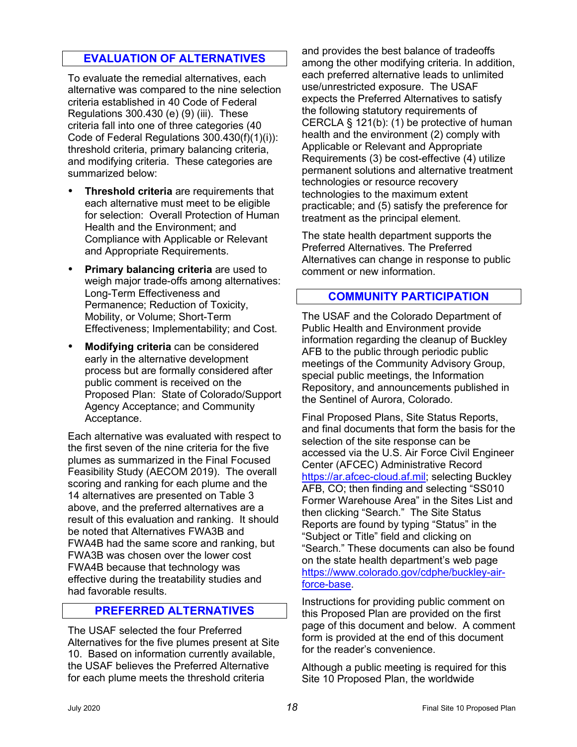## EVALUATION OF ALTERNATIVES

To evaluate the remedial alternatives, each alternative was compared to the nine selection criteria established in 40 Code of Federal Regulations 300.430 (e) (9) (iii). These criteria fall into one of three categories (40 Code of Federal Regulations 300.430(f)(1)(i)): threshold criteria, primary balancing criteria, and modifying criteria. These categories are summarized below:

- **Threshold criteria** are requirements that each alternative must meet to be eligible for selection: Overall Protection of Human Health and the Environment; and Compliance with Applicable or Relevant and Appropriate Requirements.
- **Primary balancing criteria** are used to weigh major trade-offs among alternatives: Long-Term Effectiveness and Permanence; Reduction of Toxicity, Mobility, or Volume; Short-Term Effectiveness; Implementability; and Cost.
- **Modifying criteria** can be considered early in the alternative development process but are formally considered after public comment is received on the Proposed Plan: State of Colorado/Support Agency Acceptance; and Community Acceptance.

Each alternative was evaluated with respect to the first seven of the nine criteria for the five plumes as summarized in the Final Focused Feasibility Study (AECOM 2019). The overall scoring and ranking for each plume and the 14 alternatives are presented on Table 3 above, and the preferred alternatives are a result of this evaluation and ranking. It should be noted that Alternatives FWA3B and FWA4B had the same score and ranking, but FWA3B was chosen over the lower cost FWA4B because that technology was effective during the treatability studies and had favorable results.

## PREFERRED ALTERNATIVES

The USAF selected the four Preferred Alternatives for the five plumes present at Site 10. Based on information currently available, the USAF believes the Preferred Alternative for each plume meets the threshold criteria and provides the best balance of tradeoffs among the other modifying criteria. In addition, each preferred alternative leads to unlimited use/unrestricted exposure. The USAF expects the Preferred Alternatives to satisfy the following statutory requirements of CERCLA § 121(b): (1) be protective of human health and the environment (2) comply with Applicable or Relevant and Appropriate Requirements (3) be cost-effective (4) utilize permanent solutions and alternative treatment technologies or resource recovery technologies to the maximum extent practicable; and (5) satisfy the preference for treatment as the principal element.

The state health department supports the Preferred Alternatives. The Preferred Alternatives can change in response to public comment or new information.

## COMMUNITY PARTICIPATION

The USAF and the Colorado Department of Public Health and Environment provide information regarding the cleanup of Buckley AFB to the public through periodic public meetings of the Community Advisory Group, special public meetings, the Information Repository, and announcements published in the Sentinel of Aurora, Colorado.

Final Proposed Plans, Site Status Reports, and final documents that form the basis for the selection of the site response can be accessed via the U.S. Air Force Civil Engineer Center (AFCEC) Administrative Record https://ar.afcec-cloud.af.mil; selecting Buckley AFB, CO; then finding and selecting "SS010 Former Warehouse Area" in the Sites List and then clicking "Search." The Site Status Reports are found by typing "Status" in the "Subject or Title" field and clicking on "Search." These documents can also be found on the state health department's web page https://www.colorado.gov/cdphe/buckley-air-force-base.

Instructions for providing public comment on this Proposed Plan are provided on the first page of this document and below. A comment form is provided at the end of this document for the reader's convenience.

Although a public meeting is required for this Site 10 Proposed Plan, the worldwide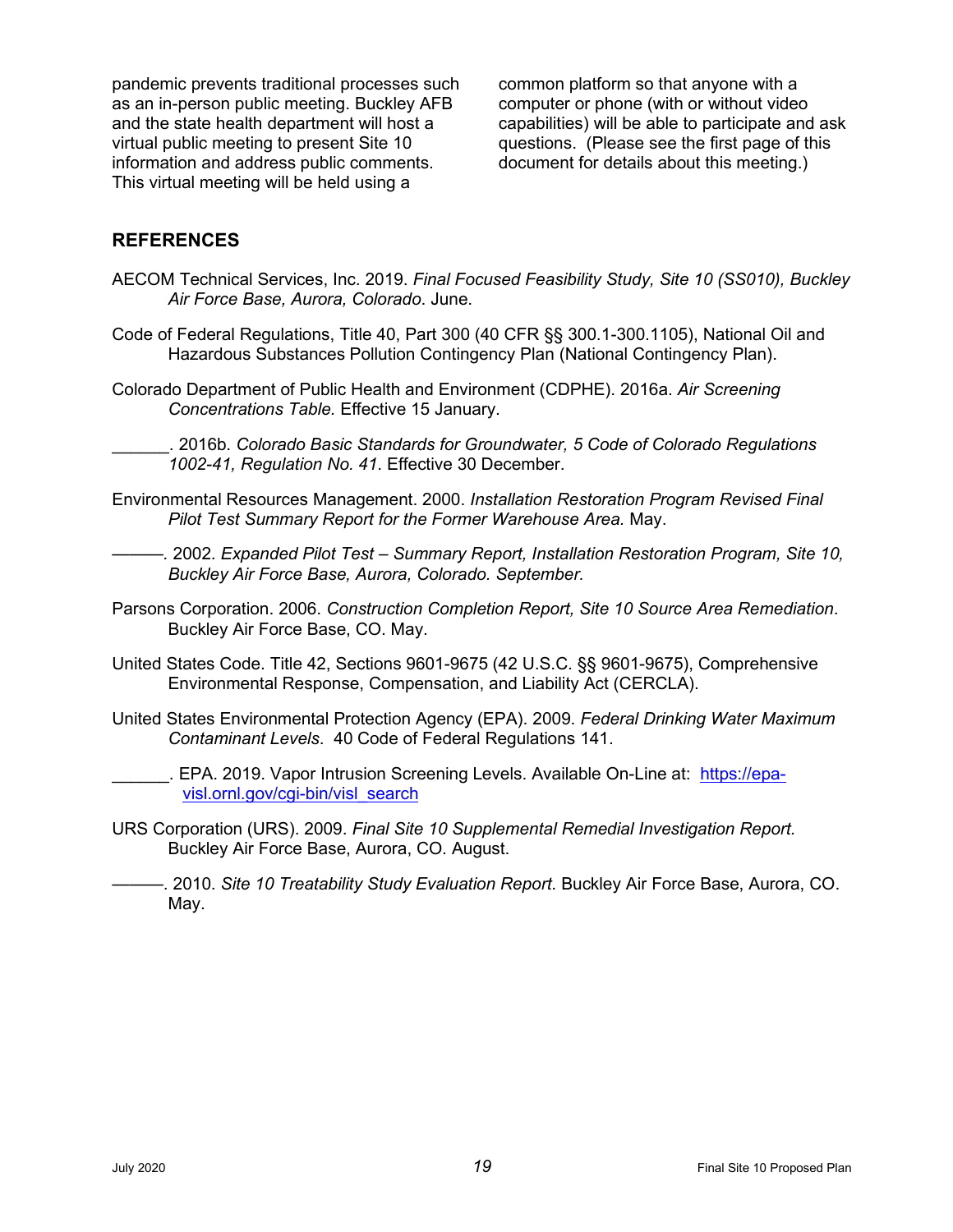pandemic prevents traditional processes such as an in-person public meeting. Buckley AFB and the state health department will host a virtual public meeting to present Site 10 information and address public comments. This virtual meeting will be held using a common platform so that anyone with a computer or phone (with or without video capabilities) will be able to participate and ask questions. (Please see the first page of this document for details about this meeting.)

## REFERENCES

AECOM Technical Services, Inc. 2019. *Final Focused Feasibility Study, Site 10 (SS010), Buckley Air Force Base, Aurora, Colorado*. June.

Code of Federal Regulations, Title 40, Part 300 (40 CFR §§ 300.1-300.1105), National Oil and Hazardous Substances Pollution Contingency Plan (National Contingency Plan).

Colorado Department of Public Health and Environment (CDPHE). 2016a. *Air Screening Concentrations Table.* Effective 15 January.

______. 2016b. *Colorado Basic Standards for Groundwater, 5 Code of Colorado Regulations 1002-41, Regulation No. 41*. Effective 30 December.

Environmental Resources Management. 2000. *Installation Restoration Program Revised Final Pilot Test Summary Report for the Former Warehouse Area.* May.

———. 2002. *Expanded Pilot Test – Summary Report, Installation Restoration Program, Site 10, Buckley Air Force Base, Aurora, Colorado. September.*

Parsons Corporation. 2006. *Construction Completion Report, Site 10 Source Area Remediation*. Buckley Air Force Base, CO. May.

United States Code. Title 42, Sections 9601-9675 (42 U.S.C. §§ 9601-9675), Comprehensive Environmental Response, Compensation, and Liability Act (CERCLA).

United States Environmental Protection Agency (EPA). 2009. *Federal Drinking Water Maximum Contaminant Levels*. 40 Code of Federal Regulations 141.

______. EPA. 2019. Vapor Intrusion Screening Levels. Available On-Line at: [https://epa-visl.ornl.gov/cgi-bin/visl_search](https://epa-visl.ornl.gov/cgi-bin/visl_search)

URS Corporation (URS). 2009. *Final Site 10 Supplemental Remedial Investigation Report.* Buckley Air Force Base, Aurora, CO. August.

———. 2010. *Site 10 Treatability Study Evaluation Report*. Buckley Air Force Base, Aurora, CO. May.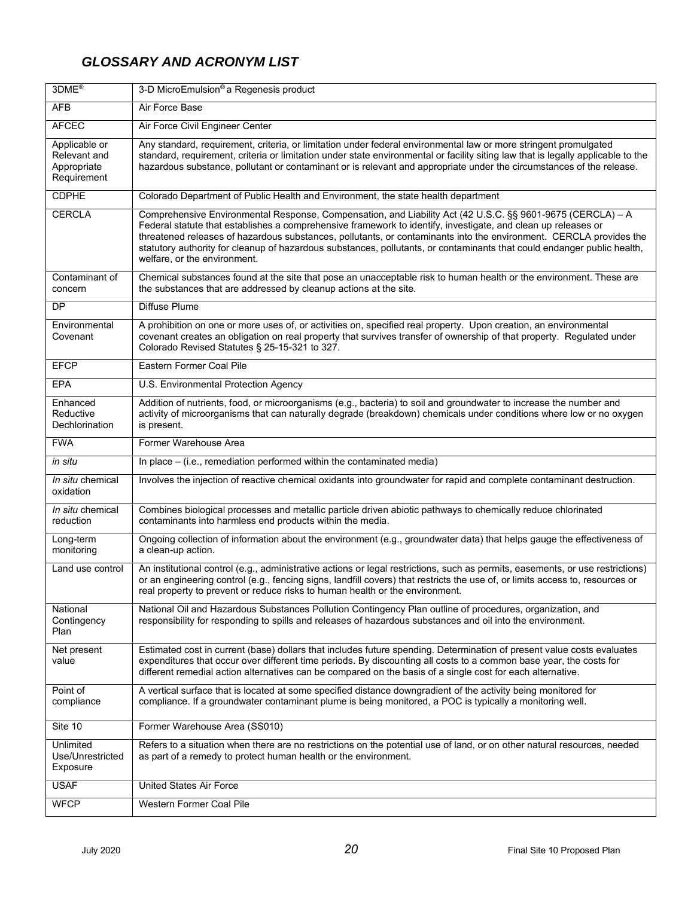## *GLOSSARY AND ACRONYM LIST*

| | |
|---|---|
| 3DME® | 3-D MicroEmulsion® a Regenesis product |
| AFB | Air Force Base |
| AFCEC | Air Force Civil Engineer Center |
| Applicable or Relevant and Appropriate Requirement | Any standard, requirement, criteria, or limitation under federal environmental law or more stringent promulgated standard, requirement, criteria or limitation under state environmental or facility siting law that is legally applicable to the hazardous substance, pollutant or contaminant or is relevant and appropriate under the circumstances of the release. |
| CDPHE | Colorado Department of Public Health and Environment, the state health department |
| CERCLA | Comprehensive Environmental Response, Compensation, and Liability Act (42 U.S.C. §§ 9601-9675 (CERCLA) – A Federal statute that establishes a comprehensive framework to identify, investigate, and clean up releases or threatened releases of hazardous substances, pollutants, or contaminants into the environment. CERCLA provides the statutory authority for cleanup of hazardous substances, pollutants, or contaminants that could endanger public health, welfare, or the environment. |
| Contaminant of concern | Chemical substances found at the site that pose an unacceptable risk to human health or the environment. These are the substances that are addressed by cleanup actions at the site. |
| DP | Diffuse Plume |
| Environmental Covenant | A prohibition on one or more uses of, or activities on, specified real property. Upon creation, an environmental covenant creates an obligation on real property that survives transfer of ownership of that property. Regulated under Colorado Revised Statutes § 25-15-321 to 327. |
| EFCP | Eastern Former Coal Pile |
| EPA | U.S. Environmental Protection Agency |
| Enhanced Reductive Dechlorination | Addition of nutrients, food, or microorganisms (e.g., bacteria) to soil and groundwater to increase the number and activity of microorganisms that can naturally degrade (breakdown) chemicals under conditions where low or no oxygen is present. |
| FWA | Former Warehouse Area |
| *in situ* | In place – (i.e., remediation performed within the contaminated media) |
| *In situ* chemical oxidation | Involves the injection of reactive chemical oxidants into groundwater for rapid and complete contaminant destruction. |
| *In situ* chemical reduction | Combines biological processes and metallic particle driven abiotic pathways to chemically reduce chlorinated contaminants into harmless end products within the media. |
| Long-term monitoring | Ongoing collection of information about the environment (e.g., groundwater data) that helps gauge the effectiveness of a clean-up action. |
| Land use control | An institutional control (e.g., administrative actions or legal restrictions, such as permits, easements, or use restrictions) or an engineering control (e.g., fencing signs, landfill covers) that restricts the use of, or limits access to, resources or real property to prevent or reduce risks to human health or the environment. |
| National Contingency Plan | National Oil and Hazardous Substances Pollution Contingency Plan outline of procedures, organization, and responsibility for responding to spills and releases of hazardous substances and oil into the environment. |
| Net present value | Estimated cost in current (base) dollars that includes future spending. Determination of present value costs evaluates expenditures that occur over different time periods. By discounting all costs to a common base year, the costs for different remedial action alternatives can be compared on the basis of a single cost for each alternative. |
| Point of compliance | A vertical surface that is located at some specified distance downgradient of the activity being monitored for compliance. If a groundwater contaminant plume is being monitored, a POC is typically a monitoring well. |
| Site 10 | Former Warehouse Area (SS010) |
| Unlimited Use/Unrestricted Exposure | Refers to a situation when there are no restrictions on the potential use of land, or on other natural resources, needed as part of a remedy to protect human health or the environment. |
| USAF | United States Air Force |
| WFCP | Western Former Coal Pile |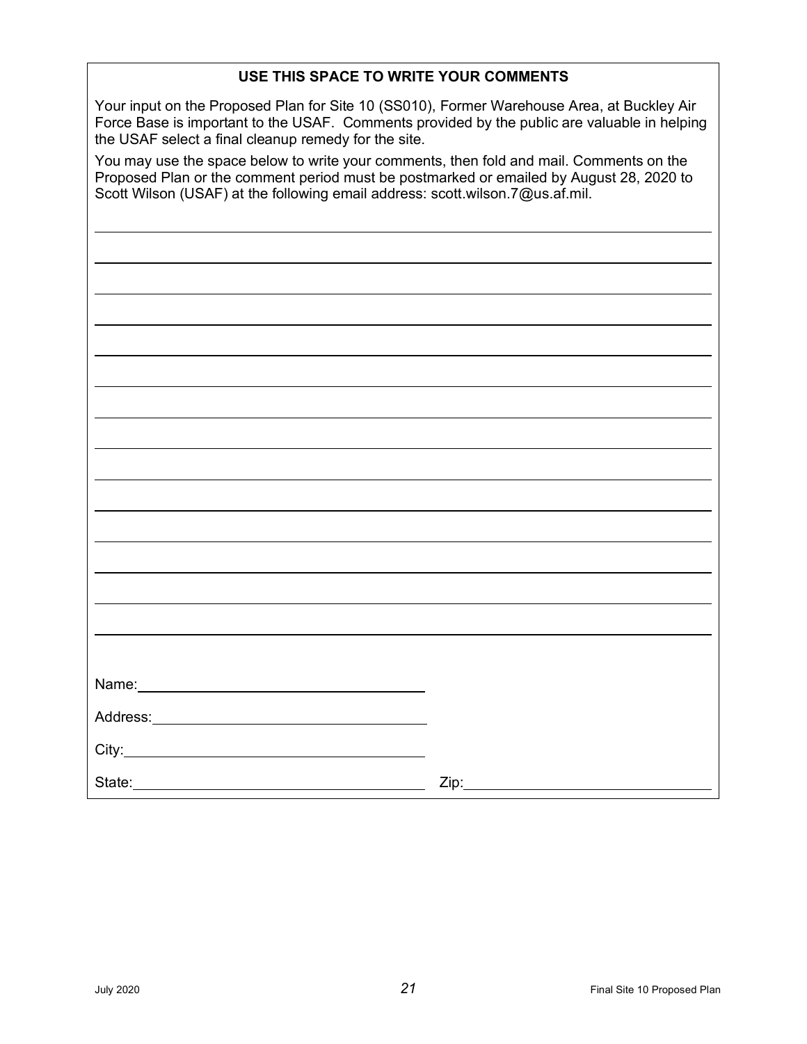## USE THIS SPACE TO WRITE YOUR COMMENTS

Your input on the Proposed Plan for Site 10 (SS010), Former Warehouse Area, at Buckley Air Force Base is important to the USAF. Comments provided by the public are valuable in helping the USAF select a final cleanup remedy for the site.

You may use the space below to write your comments, then fold and mail. Comments on the Proposed Plan or the comment period must be postmarked or emailed by August 28, 2020 to Scott Wilson (USAF) at the following email address: scott.wilson.7@us.af.mil.

Name: \_\_\_\_\_\_\_\_\_\_\_\_\_\_\_\_\_\_\_\_\_\_\_\_\_\_\_\_\_\_\_\_

Address: \_\_\_\_\_\_\_\_\_\_\_\_\_\_\_\_\_\_\_\_\_\_\_\_\_\_\_\_\_\_\_\_

City: \_\_\_\_\_\_\_\_\_\_\_\_\_\_\_\_\_\_\_\_\_\_\_\_\_\_\_\_\_\_\_\_

State: \_\_\_\_\_\_\_\_\_\_\_\_\_\_\_\_\_\_\_\_\_\_\_\_\_\_\_\_\_\_\_\_ Zip: \_\_\_\_\_\_\_\_\_\_\_\_\_\_\_\_\_\_\_\_\_\_\_\_\_\_\_\_\_\_\_\_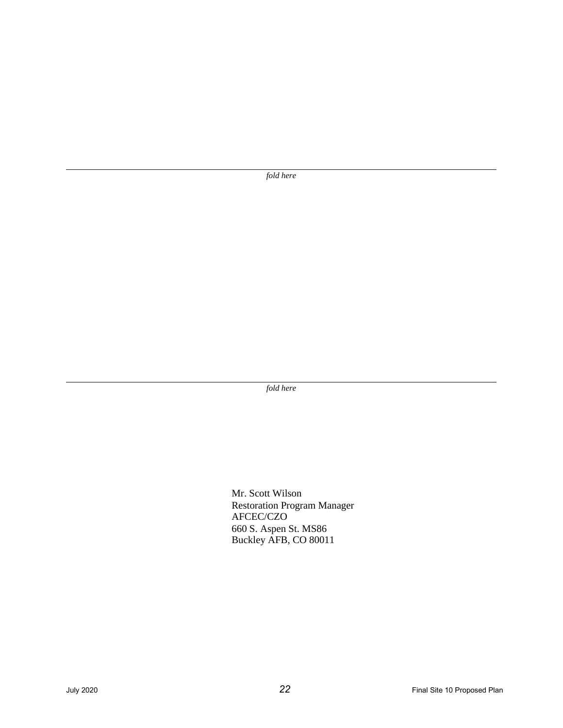---

*fold here*

---

*fold here*

Mr. Scott Wilson
Restoration Program Manager
AFCEC/CZO
660 S. Aspen St. MS86
Buckley AFB, CO 80011